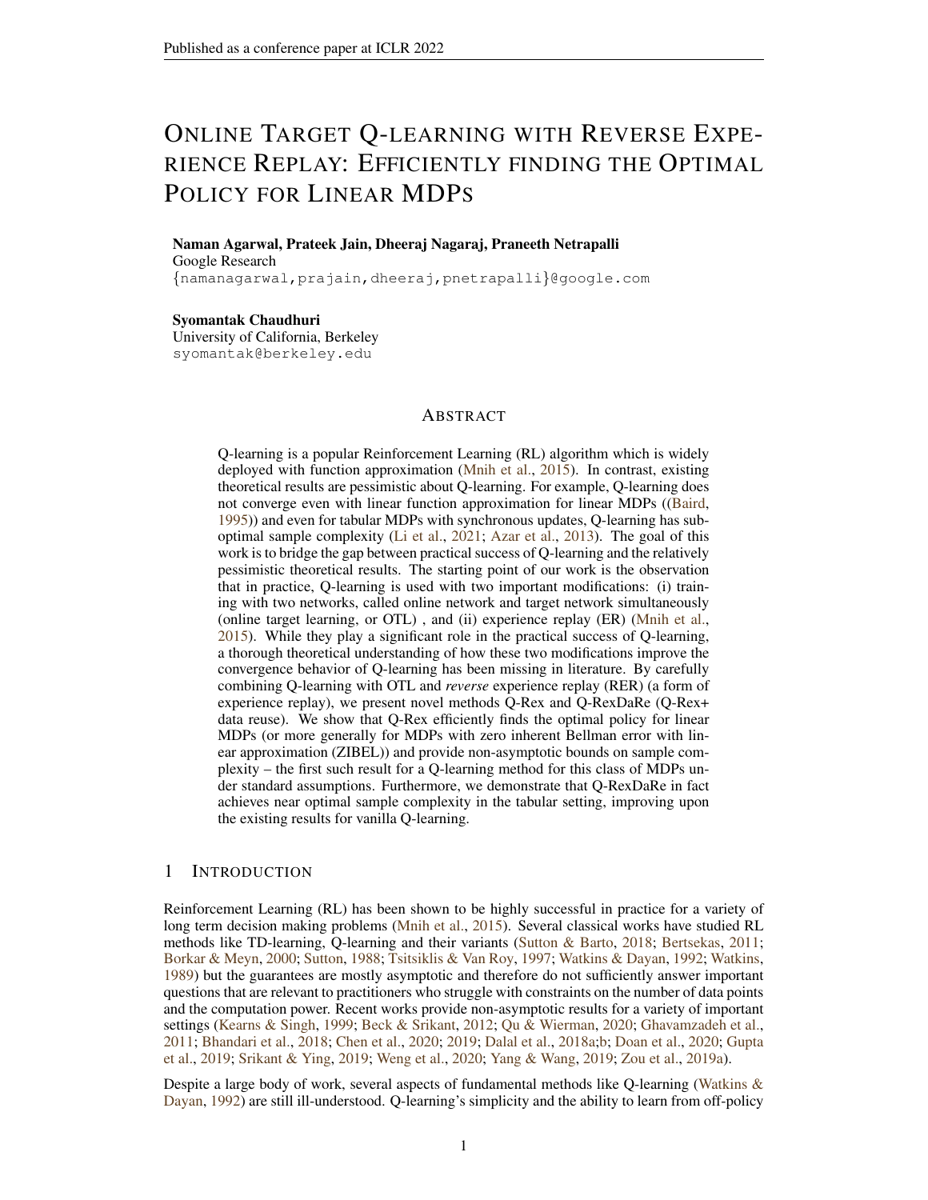# Online Target Q-learning with Reverse Experience Replay: Efficiently finding the Optimal Policy for Linear MDPs

**Naman Agarwal, Prateek Jain, Dheeraj Nagaraj, Praneeth Netrapalli**
Google Research
{namanagarwal,prajain,dheeraj,pnetrapalli}@google.com

**Syomantak Chaudhuri**
University of California, Berkeley
syomantak@berkeley.edu

## Abstract

Q-learning is a popular Reinforcement Learning (RL) algorithm which is widely deployed with function approximation (Mnih et al., 2015). In contrast, existing theoretical results are pessimistic about Q-learning. For example, Q-learning does not converge even with linear function approximation for linear MDPs ((Baird, 1995)) and even for tabular MDPs with synchronous updates, Q-learning has sub-optimal sample complexity (Li et al., 2021; Azar et al., 2013). The goal of this work is to bridge the gap between practical success of Q-learning and the relatively pessimistic theoretical results. The starting point of our work is the observation that in practice, Q-learning is used with two important modifications: (i) training with two networks, called online network and target network simultaneously (online target learning, or OTL) , and (ii) experience replay (ER) (Mnih et al., 2015). While they play a significant role in the practical success of Q-learning, a thorough theoretical understanding of how these two modifications improve the convergence behavior of Q-learning has been missing in literature. By carefully combining Q-learning with OTL and *reverse* experience replay (RER) (a form of experience replay), we present novel methods Q-Rex and Q-RexDaRe (Q-Rex+ data reuse). We show that Q-Rex efficiently finds the optimal policy for linear MDPs (or more generally for MDPs with zero inherent Bellman error with linear approximation (ZIBEL)) and provide non-asymptotic bounds on sample complexity – the first such result for a Q-learning method for this class of MDPs under standard assumptions. Furthermore, we demonstrate that Q-RexDaRe in fact achieves near optimal sample complexity in the tabular setting, improving upon the existing results for vanilla Q-learning.

## 1 Introduction

Reinforcement Learning (RL) has been shown to be highly successful in practice for a variety of long term decision making problems (Mnih et al., 2015). Several classical works have studied RL methods like TD-learning, Q-learning and their variants (Sutton & Barto, 2018; Bertsekas, 2011; Borkar & Meyn, 2000; Sutton, 1988; Tsitsiklis & Van Roy, 1997; Watkins & Dayan, 1992; Watkins, 1989) but the guarantees are mostly asymptotic and therefore do not sufficiently answer important questions that are relevant to practitioners who struggle with constraints on the number of data points and the computation power. Recent works provide non-asymptotic results for a variety of important settings (Kearns & Singh, 1999; Beck & Srikant, 2012; Qu & Wierman, 2020; Ghavamzadeh et al., 2011; Bhandari et al., 2018; Chen et al., 2020; 2019; Dalal et al., 2018a;b; Doan et al., 2020; Gupta et al., 2019; Srikant & Ying, 2019; Weng et al., 2020; Yang & Wang, 2019; Zou et al., 2019a).

Despite a large body of work, several aspects of fundamental methods like Q-learning (Watkins & Dayan, 1992) are still ill-understood. Q-learning's simplicity and the ability to learn from off-policy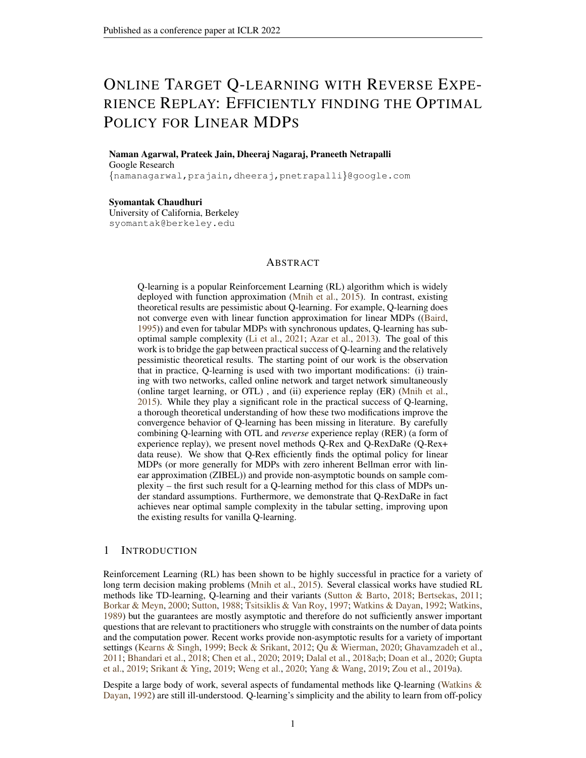# Online Target Q-learning with Reverse Experience Replay: Efficiently finding the Optimal Policy for Linear MDPs

**Naman Agarwal, Prateek Jain, Dheeraj Nagaraj, Praneeth Netrapalli**
Google Research
{namanagarwal,prajain,dheeraj,pnetrapalli}@google.com

**Syomantak Chaudhuri**
University of California, Berkeley
syomantak@berkeley.edu

## Abstract

Q-learning is a popular Reinforcement Learning (RL) algorithm which is widely deployed with function approximation (Mnih et al., 2015). In contrast, existing theoretical results are pessimistic about Q-learning. For example, Q-learning does not converge even with linear function approximation for linear MDPs ((Baird, 1995)) and even for tabular MDPs with synchronous updates, Q-learning has sub-optimal sample complexity (Li et al., 2021; Azar et al., 2013). The goal of this work is to bridge the gap between practical success of Q-learning and the relatively pessimistic theoretical results. The starting point of our work is the observation that in practice, Q-learning is used with two important modifications: (i) training with two networks, called online network and target network simultaneously (online target learning, or OTL) , and (ii) experience replay (ER) (Mnih et al., 2015). While they play a significant role in the practical success of Q-learning, a thorough theoretical understanding of how these two modifications improve the convergence behavior of Q-learning has been missing in literature. By carefully combining Q-learning with OTL and *reverse* experience replay (RER) (a form of experience replay), we present novel methods Q-Rex and Q-RexDaRe (Q-Rex+ data reuse). We show that Q-Rex efficiently finds the optimal policy for linear MDPs (or more generally for MDPs with zero inherent Bellman error with linear approximation (ZIBEL)) and provide non-asymptotic bounds on sample complexity – the first such result for a Q-learning method for this class of MDPs under standard assumptions. Furthermore, we demonstrate that Q-RexDaRe in fact achieves near optimal sample complexity in the tabular setting, improving upon the existing results for vanilla Q-learning.

## 1 Introduction

Reinforcement Learning (RL) has been shown to be highly successful in practice for a variety of long term decision making problems (Mnih et al., 2015). Several classical works have studied RL methods like TD-learning, Q-learning and their variants (Sutton & Barto, 2018; Bertsekas, 2011; Borkar & Meyn, 2000; Sutton, 1988; Tsitsiklis & Van Roy, 1997; Watkins & Dayan, 1992; Watkins, 1989) but the guarantees are mostly asymptotic and therefore do not sufficiently answer important questions that are relevant to practitioners who struggle with constraints on the number of data points and the computation power. Recent works provide non-asymptotic results for a variety of important settings (Kearns & Singh, 1999; Beck & Srikant, 2012; Qu & Wierman, 2020; Ghavamzadeh et al., 2011; Bhandari et al., 2018; Chen et al., 2020; 2019; Dalal et al., 2018a;b; Doan et al., 2020; Gupta et al., 2019; Srikant & Ying, 2019; Weng et al., 2020; Yang & Wang, 2019; Zou et al., 2019a).

Despite a large body of work, several aspects of fundamental methods like Q-learning (Watkins & Dayan, 1992) are still ill-understood. Q-learning's simplicity and the ability to learn from off-policy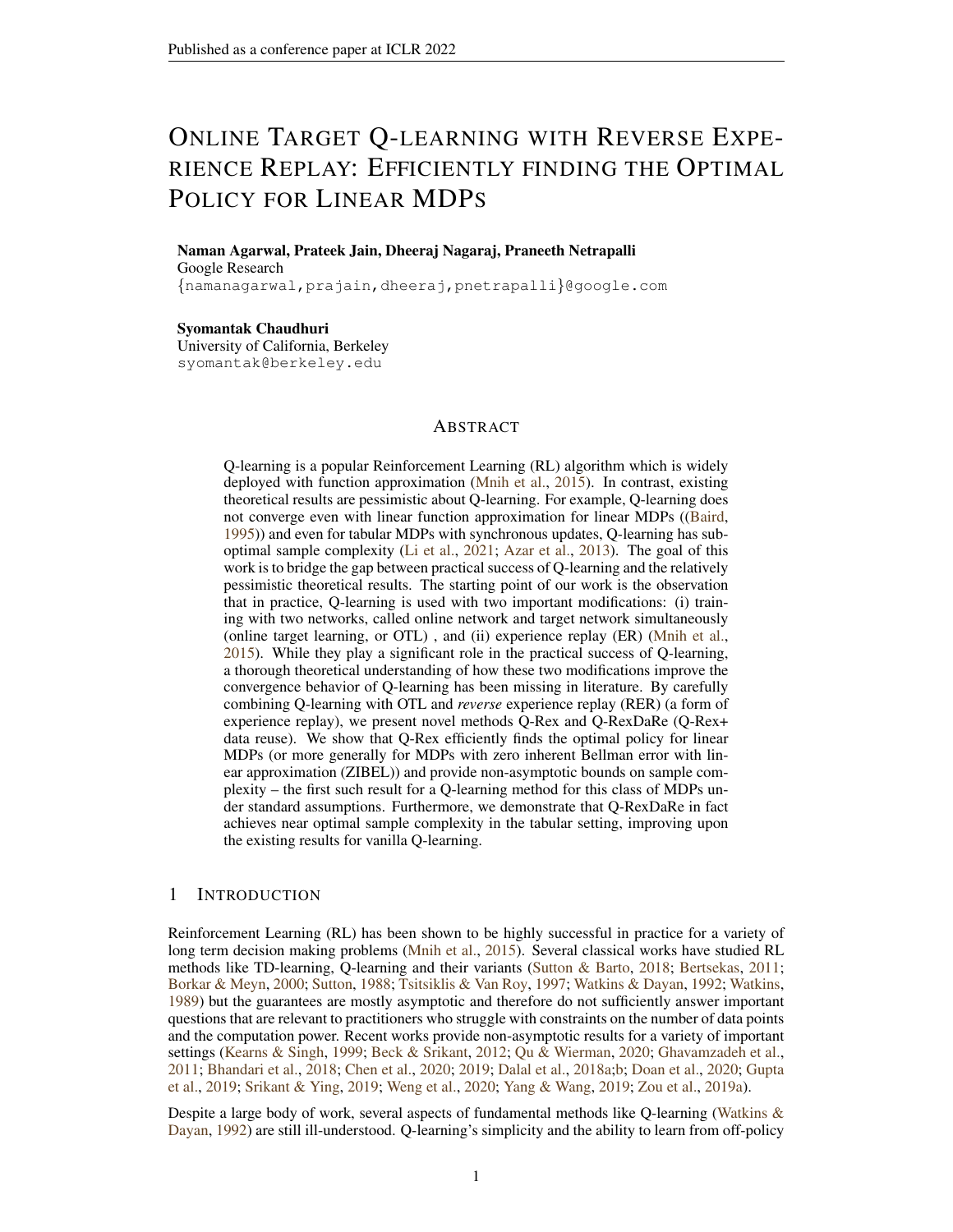# ONLINE TARGET Q-LEARNING WITH REVERSE EXPERIENCE REPLAY: EFFICIENTLY FINDING THE OPTIMAL POLICY FOR LINEAR MDPS

**Naman Agarwal, Prateek Jain, Dheeraj Nagaraj, Praneeth Netrapalli**
Google Research
{namanagarwal,prajain,dheeraj,pnetrapalli}@google.com

**Syomantak Chaudhuri**
University of California, Berkeley
syomantak@berkeley.edu

## ABSTRACT

Q-learning is a popular Reinforcement Learning (RL) algorithm which is widely deployed with function approximation (Mnih et al., 2015). In contrast, existing theoretical results are pessimistic about Q-learning. For example, Q-learning does not converge even with linear function approximation for linear MDPs ((Baird, 1995)) and even for tabular MDPs with synchronous updates, Q-learning has suboptimal sample complexity (Li et al., 2021; Azar et al., 2013). The goal of this work is to bridge the gap between practical success of Q-learning and the relatively pessimistic theoretical results. The starting point of our work is the observation that in practice, Q-learning is used with two important modifications: (i) training with two networks, called online network and target network simultaneously (online target learning, or OTL) , and (ii) experience replay (ER) (Mnih et al., 2015). While they play a significant role in the practical success of Q-learning, a thorough theoretical understanding of how these two modifications improve the convergence behavior of Q-learning has been missing in literature. By carefully combining Q-learning with OTL and *reverse* experience replay (RER) (a form of experience replay), we present novel methods Q-Rex and Q-RexDaRe (Q-Rex+ data reuse). We show that Q-Rex efficiently finds the optimal policy for linear MDPs (or more generally for MDPs with zero inherent Bellman error with linear approximation (ZIBEL)) and provide non-asymptotic bounds on sample complexity – the first such result for a Q-learning method for this class of MDPs under standard assumptions. Furthermore, we demonstrate that Q-RexDaRe in fact achieves near optimal sample complexity in the tabular setting, improving upon the existing results for vanilla Q-learning.

## 1 INTRODUCTION

Reinforcement Learning (RL) has been shown to be highly successful in practice for a variety of long term decision making problems (Mnih et al., 2015). Several classical works have studied RL methods like TD-learning, Q-learning and their variants (Sutton & Barto, 2018; Bertsekas, 2011; Borkar & Meyn, 2000; Sutton, 1988; Tsitsiklis & Van Roy, 1997; Watkins & Dayan, 1992; Watkins, 1989) but the guarantees are mostly asymptotic and therefore do not sufficiently answer important questions that are relevant to practitioners who struggle with constraints on the number of data points and the computation power. Recent works provide non-asymptotic results for a variety of important settings (Kearns & Singh, 1999; Beck & Srikant, 2012; Qu & Wierman, 2020; Ghavamzadeh et al., 2011; Bhandari et al., 2018; Chen et al., 2020; 2019; Dalal et al., 2018a;b; Doan et al., 2020; Gupta et al., 2019; Srikant & Ying, 2019; Weng et al., 2020; Yang & Wang, 2019; Zou et al., 2019a).

Despite a large body of work, several aspects of fundamental methods like Q-learning (Watkins & Dayan, 1992) are still ill-understood. Q-learning's simplicity and the ability to learn from off-policy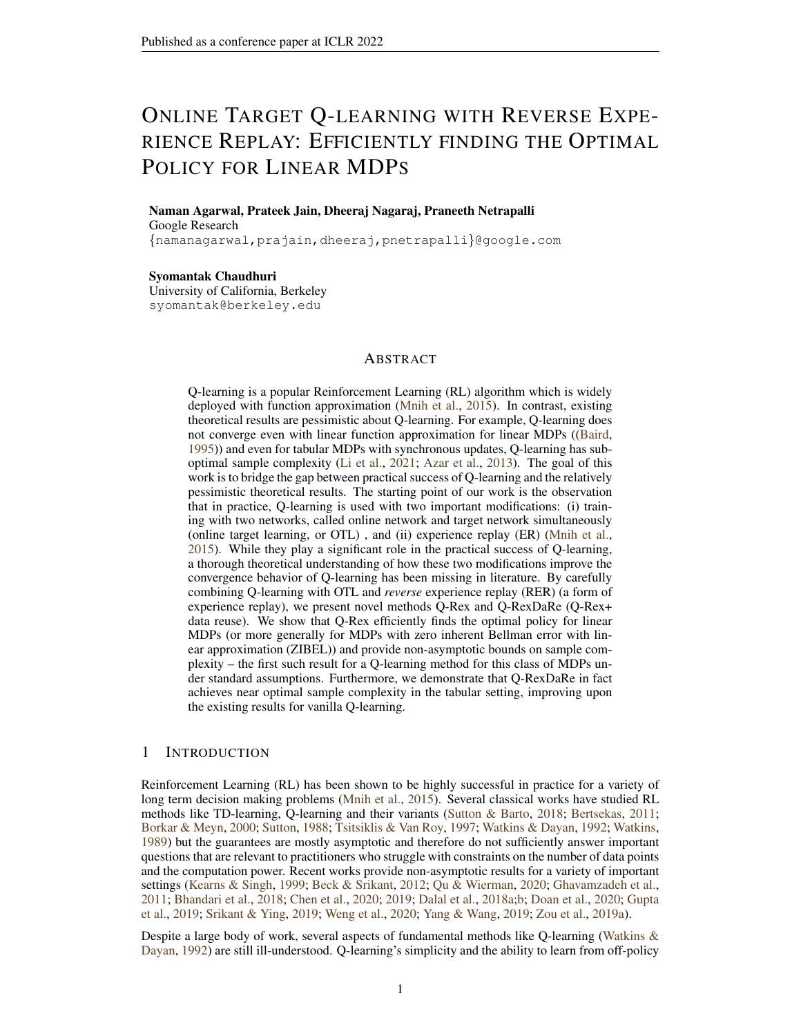# Online Target Q-learning with Reverse Experience Replay: Efficiently finding the Optimal Policy for Linear MDPs

**Naman Agarwal, Prateek Jain, Dheeraj Nagaraj, Praneeth Netrapalli**
Google Research
{namanagarwal,prajain,dheeraj,pnetrapalli}@google.com

**Syomantak Chaudhuri**
University of California, Berkeley
syomantak@berkeley.edu

## Abstract

Q-learning is a popular Reinforcement Learning (RL) algorithm which is widely deployed with function approximation (Mnih et al., 2015). In contrast, existing theoretical results are pessimistic about Q-learning. For example, Q-learning does not converge even with linear function approximation for linear MDPs ((Baird, 1995)) and even for tabular MDPs with synchronous updates, Q-learning has sub-optimal sample complexity (Li et al., 2021; Azar et al., 2013). The goal of this work is to bridge the gap between practical success of Q-learning and the relatively pessimistic theoretical results. The starting point of our work is the observation that in practice, Q-learning is used with two important modifications: (i) training with two networks, called online network and target network simultaneously (online target learning, or OTL) , and (ii) experience replay (ER) (Mnih et al., 2015). While they play a significant role in the practical success of Q-learning, a thorough theoretical understanding of how these two modifications improve the convergence behavior of Q-learning has been missing in literature. By carefully combining Q-learning with OTL and *reverse* experience replay (RER) (a form of experience replay), we present novel methods Q-Rex and Q-RexDaRe (Q-Rex+ data reuse). We show that Q-Rex efficiently finds the optimal policy for linear MDPs (or more generally for MDPs with zero inherent Bellman error with linear approximation (ZIBEL)) and provide non-asymptotic bounds on sample complexity – the first such result for a Q-learning method for this class of MDPs under standard assumptions. Furthermore, we demonstrate that Q-RexDaRe in fact achieves near optimal sample complexity in the tabular setting, improving upon the existing results for vanilla Q-learning.

## 1 Introduction

Reinforcement Learning (RL) has been shown to be highly successful in practice for a variety of long term decision making problems (Mnih et al., 2015). Several classical works have studied RL methods like TD-learning, Q-learning and their variants (Sutton & Barto, 2018; Bertsekas, 2011; Borkar & Meyn, 2000; Sutton, 1988; Tsitsiklis & Van Roy, 1997; Watkins & Dayan, 1992; Watkins, 1989) but the guarantees are mostly asymptotic and therefore do not sufficiently answer important questions that are relevant to practitioners who struggle with constraints on the number of data points and the computation power. Recent works provide non-asymptotic results for a variety of important settings (Kearns & Singh, 1999; Beck & Srikant, 2012; Qu & Wierman, 2020; Ghavamzadeh et al., 2011; Bhandari et al., 2018; Chen et al., 2020; 2019; Dalal et al., 2018a;b; Doan et al., 2020; Gupta et al., 2019; Srikant & Ying, 2019; Weng et al., 2020; Yang & Wang, 2019; Zou et al., 2019a).

Despite a large body of work, several aspects of fundamental methods like Q-learning (Watkins & Dayan, 1992) are still ill-understood. Q-learning's simplicity and the ability to learn from off-policy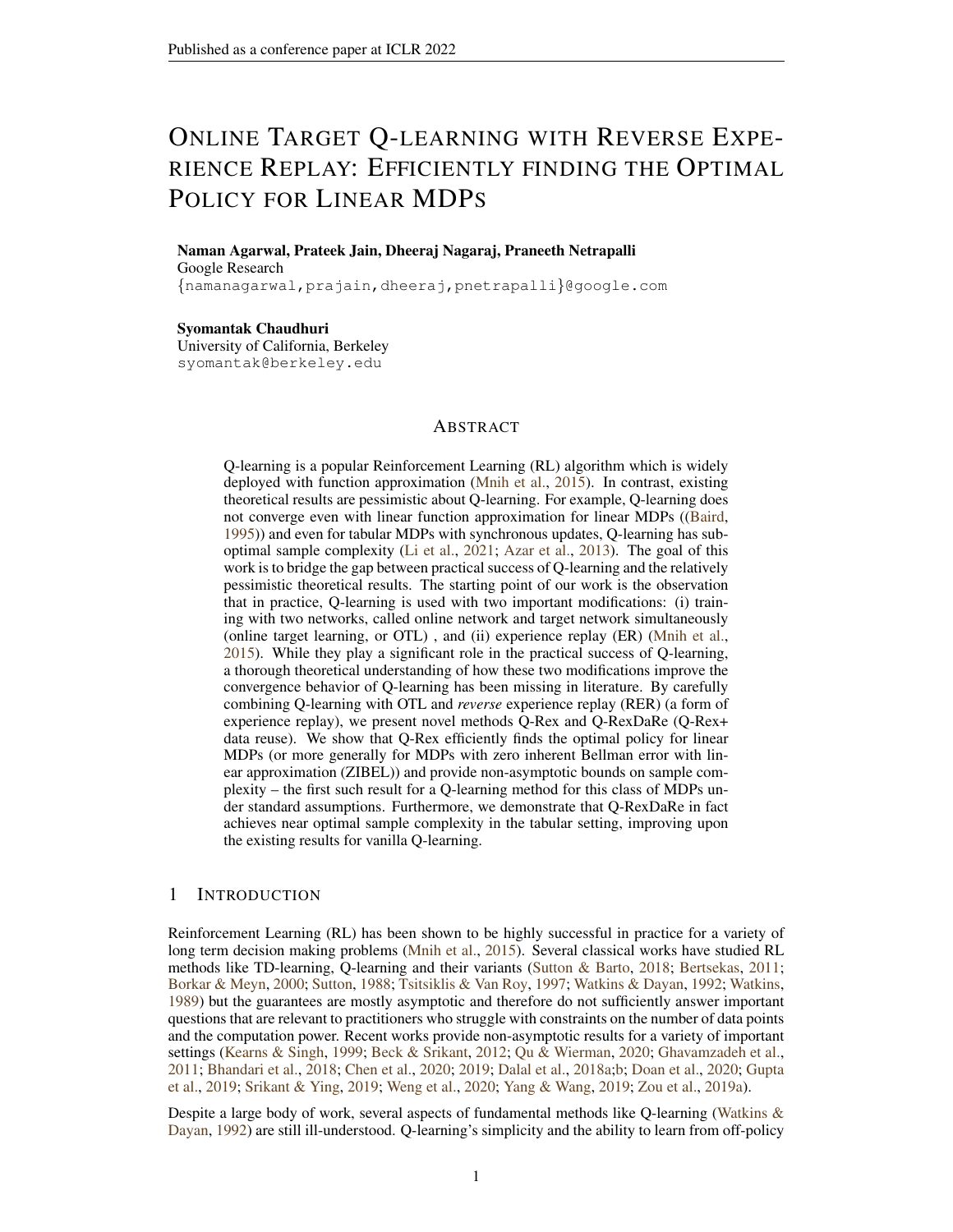# Online Target Q-learning with Reverse Experience Replay: Efficiently finding the Optimal Policy for Linear MDPs

**Naman Agarwal, Prateek Jain, Dheeraj Nagaraj, Praneeth Netrapalli**
Google Research
{namanagarwal,prajain,dheeraj,pnetrapalli}@google.com

**Syomantak Chaudhuri**
University of California, Berkeley
syomantak@berkeley.edu

## Abstract

Q-learning is a popular Reinforcement Learning (RL) algorithm which is widely deployed with function approximation (Mnih et al., 2015). In contrast, existing theoretical results are pessimistic about Q-learning. For example, Q-learning does not converge even with linear function approximation for linear MDPs ((Baird, 1995)) and even for tabular MDPs with synchronous updates, Q-learning has sub-optimal sample complexity (Li et al., 2021; Azar et al., 2013). The goal of this work is to bridge the gap between practical success of Q-learning and the relatively pessimistic theoretical results. The starting point of our work is the observation that in practice, Q-learning is used with two important modifications: (i) training with two networks, called online network and target network simultaneously (online target learning, or OTL) , and (ii) experience replay (ER) (Mnih et al., 2015). While they play a significant role in the practical success of Q-learning, a thorough theoretical understanding of how these two modifications improve the convergence behavior of Q-learning has been missing in literature. By carefully combining Q-learning with OTL and *reverse* experience replay (RER) (a form of experience replay), we present novel methods Q-Rex and Q-RexDaRe (Q-Rex+ data reuse). We show that Q-Rex efficiently finds the optimal policy for linear MDPs (or more generally for MDPs with zero inherent Bellman error with linear approximation (ZIBEL)) and provide non-asymptotic bounds on sample complexity – the first such result for a Q-learning method for this class of MDPs under standard assumptions. Furthermore, we demonstrate that Q-RexDaRe in fact achieves near optimal sample complexity in the tabular setting, improving upon the existing results for vanilla Q-learning.

## 1 Introduction

Reinforcement Learning (RL) has been shown to be highly successful in practice for a variety of long term decision making problems (Mnih et al., 2015). Several classical works have studied RL methods like TD-learning, Q-learning and their variants (Sutton & Barto, 2018; Bertsekas, 2011; Borkar & Meyn, 2000; Sutton, 1988; Tsitsiklis & Van Roy, 1997; Watkins & Dayan, 1992; Watkins, 1989) but the guarantees are mostly asymptotic and therefore do not sufficiently answer important questions that are relevant to practitioners who struggle with constraints on the number of data points and the computation power. Recent works provide non-asymptotic results for a variety of important settings (Kearns & Singh, 1999; Beck & Srikant, 2012; Qu & Wierman, 2020; Ghavamzadeh et al., 2011; Bhandari et al., 2018; Chen et al., 2020; 2019; Dalal et al., 2018a;b; Doan et al., 2020; Gupta et al., 2019; Srikant & Ying, 2019; Weng et al., 2020; Yang & Wang, 2019; Zou et al., 2019a).

Despite a large body of work, several aspects of fundamental methods like Q-learning (Watkins & Dayan, 1992) are still ill-understood. Q-learning's simplicity and the ability to learn from off-policy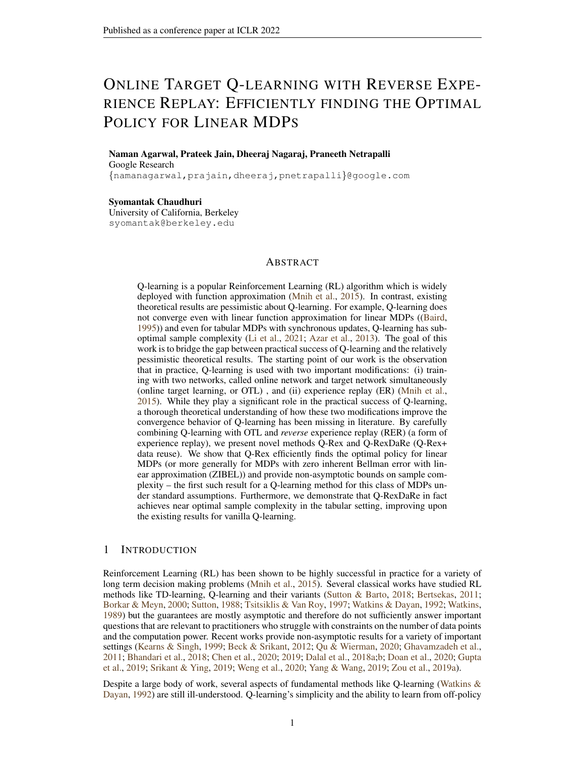# Online Target Q-learning with Reverse Experience Replay: Efficiently finding the Optimal Policy for Linear MDPs

**Naman Agarwal, Prateek Jain, Dheeraj Nagaraj, Praneeth Netrapalli**
Google Research
{namanagarwal,prajain,dheeraj,pnetrapalli}@google.com

**Syomantak Chaudhuri**
University of California, Berkeley
syomantak@berkeley.edu

## Abstract

Q-learning is a popular Reinforcement Learning (RL) algorithm which is widely deployed with function approximation (Mnih et al., 2015). In contrast, existing theoretical results are pessimistic about Q-learning. For example, Q-learning does not converge even with linear function approximation for linear MDPs ((Baird, 1995)) and even for tabular MDPs with synchronous updates, Q-learning has sub-optimal sample complexity (Li et al., 2021; Azar et al., 2013). The goal of this work is to bridge the gap between practical success of Q-learning and the relatively pessimistic theoretical results. The starting point of our work is the observation that in practice, Q-learning is used with two important modifications: (i) training with two networks, called online network and target network simultaneously (online target learning, or OTL) , and (ii) experience replay (ER) (Mnih et al., 2015). While they play a significant role in the practical success of Q-learning, a thorough theoretical understanding of how these two modifications improve the convergence behavior of Q-learning has been missing in literature. By carefully combining Q-learning with OTL and *reverse* experience replay (RER) (a form of experience replay), we present novel methods Q-Rex and Q-RexDaRe (Q-Rex+ data reuse). We show that Q-Rex efficiently finds the optimal policy for linear MDPs (or more generally for MDPs with zero inherent Bellman error with linear approximation (ZIBEL)) and provide non-asymptotic bounds on sample complexity – the first such result for a Q-learning method for this class of MDPs under standard assumptions. Furthermore, we demonstrate that Q-RexDaRe in fact achieves near optimal sample complexity in the tabular setting, improving upon the existing results for vanilla Q-learning.

## 1 Introduction

Reinforcement Learning (RL) has been shown to be highly successful in practice for a variety of long term decision making problems (Mnih et al., 2015). Several classical works have studied RL methods like TD-learning, Q-learning and their variants (Sutton & Barto, 2018; Bertsekas, 2011; Borkar & Meyn, 2000; Sutton, 1988; Tsitsiklis & Van Roy, 1997; Watkins & Dayan, 1992; Watkins, 1989) but the guarantees are mostly asymptotic and therefore do not sufficiently answer important questions that are relevant to practitioners who struggle with constraints on the number of data points and the computation power. Recent works provide non-asymptotic results for a variety of important settings (Kearns & Singh, 1999; Beck & Srikant, 2012; Qu & Wierman, 2020; Ghavamzadeh et al., 2011; Bhandari et al., 2018; Chen et al., 2020; 2019; Dalal et al., 2018a;b; Doan et al., 2020; Gupta et al., 2019; Srikant & Ying, 2019; Weng et al., 2020; Yang & Wang, 2019; Zou et al., 2019a).

Despite a large body of work, several aspects of fundamental methods like Q-learning (Watkins & Dayan, 1992) are still ill-understood. Q-learning's simplicity and the ability to learn from off-policy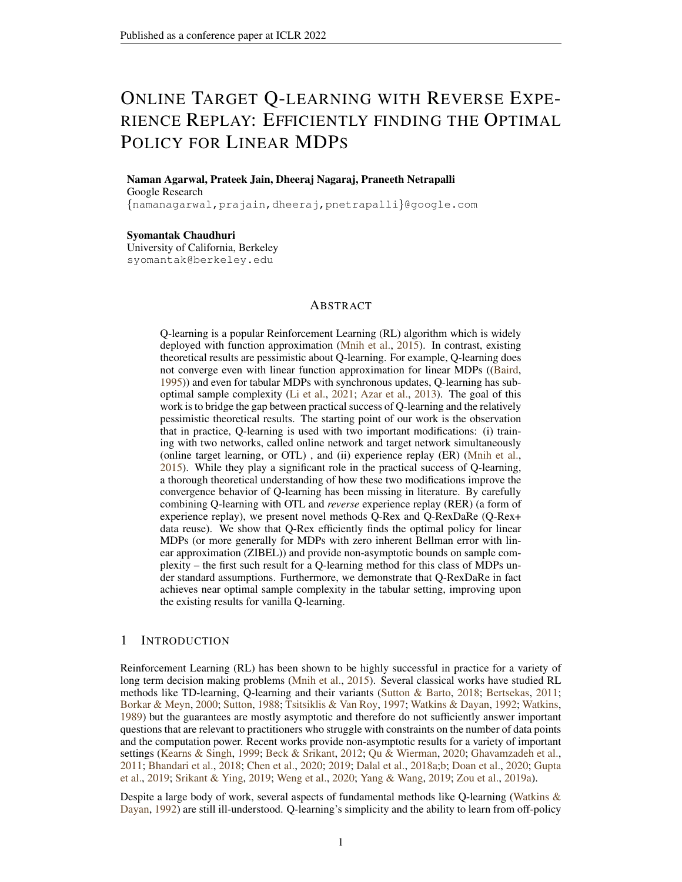# ONLINE TARGET Q-LEARNING WITH REVERSE EXPERIENCE REPLAY: EFFICIENTLY FINDING THE OPTIMAL POLICY FOR LINEAR MDPS

**Naman Agarwal, Prateek Jain, Dheeraj Nagaraj, Praneeth Netrapalli**
Google Research
{namanagarwal,prajain,dheeraj,pnetrapalli}@google.com

**Syomantak Chaudhuri**
University of California, Berkeley
syomantak@berkeley.edu

## ABSTRACT

Q-learning is a popular Reinforcement Learning (RL) algorithm which is widely deployed with function approximation (Mnih et al., 2015). In contrast, existing theoretical results are pessimistic about Q-learning. For example, Q-learning does not converge even with linear function approximation for linear MDPs ((Baird, 1995)) and even for tabular MDPs with synchronous updates, Q-learning has sub-optimal sample complexity (Li et al., 2021; Azar et al., 2013). The goal of this work is to bridge the gap between practical success of Q-learning and the relatively pessimistic theoretical results. The starting point of our work is the observation that in practice, Q-learning is used with two important modifications: (i) training with two networks, called online network and target network simultaneously (online target learning, or OTL) , and (ii) experience replay (ER) (Mnih et al., 2015). While they play a significant role in the practical success of Q-learning, a thorough theoretical understanding of how these two modifications improve the convergence behavior of Q-learning has been missing in literature. By carefully combining Q-learning with OTL and *reverse* experience replay (RER) (a form of experience replay), we present novel methods Q-Rex and Q-RexDaRe (Q-Rex+ data reuse). We show that Q-Rex efficiently finds the optimal policy for linear MDPs (or more generally for MDPs with zero inherent Bellman error with linear approximation (ZIBEL)) and provide non-asymptotic bounds on sample complexity – the first such result for a Q-learning method for this class of MDPs under standard assumptions. Furthermore, we demonstrate that Q-RexDaRe in fact achieves near optimal sample complexity in the tabular setting, improving upon the existing results for vanilla Q-learning.

## 1 INTRODUCTION

Reinforcement Learning (RL) has been shown to be highly successful in practice for a variety of long term decision making problems (Mnih et al., 2015). Several classical works have studied RL methods like TD-learning, Q-learning and their variants (Sutton & Barto, 2018; Bertsekas, 2011; Borkar & Meyn, 2000; Sutton, 1988; Tsitsiklis & Van Roy, 1997; Watkins & Dayan, 1992; Watkins, 1989) but the guarantees are mostly asymptotic and therefore do not sufficiently answer important questions that are relevant to practitioners who struggle with constraints on the number of data points and the computation power. Recent works provide non-asymptotic results for a variety of important settings (Kearns & Singh, 1999; Beck & Srikant, 2012; Qu & Wierman, 2020; Ghavamzadeh et al., 2011; Bhandari et al., 2018; Chen et al., 2020; 2019; Dalal et al., 2018a;b; Doan et al., 2020; Gupta et al., 2019; Srikant & Ying, 2019; Weng et al., 2020; Yang & Wang, 2019; Zou et al., 2019a).

Despite a large body of work, several aspects of fundamental methods like Q-learning (Watkins & Dayan, 1992) are still ill-understood. Q-learning's simplicity and the ability to learn from off-policy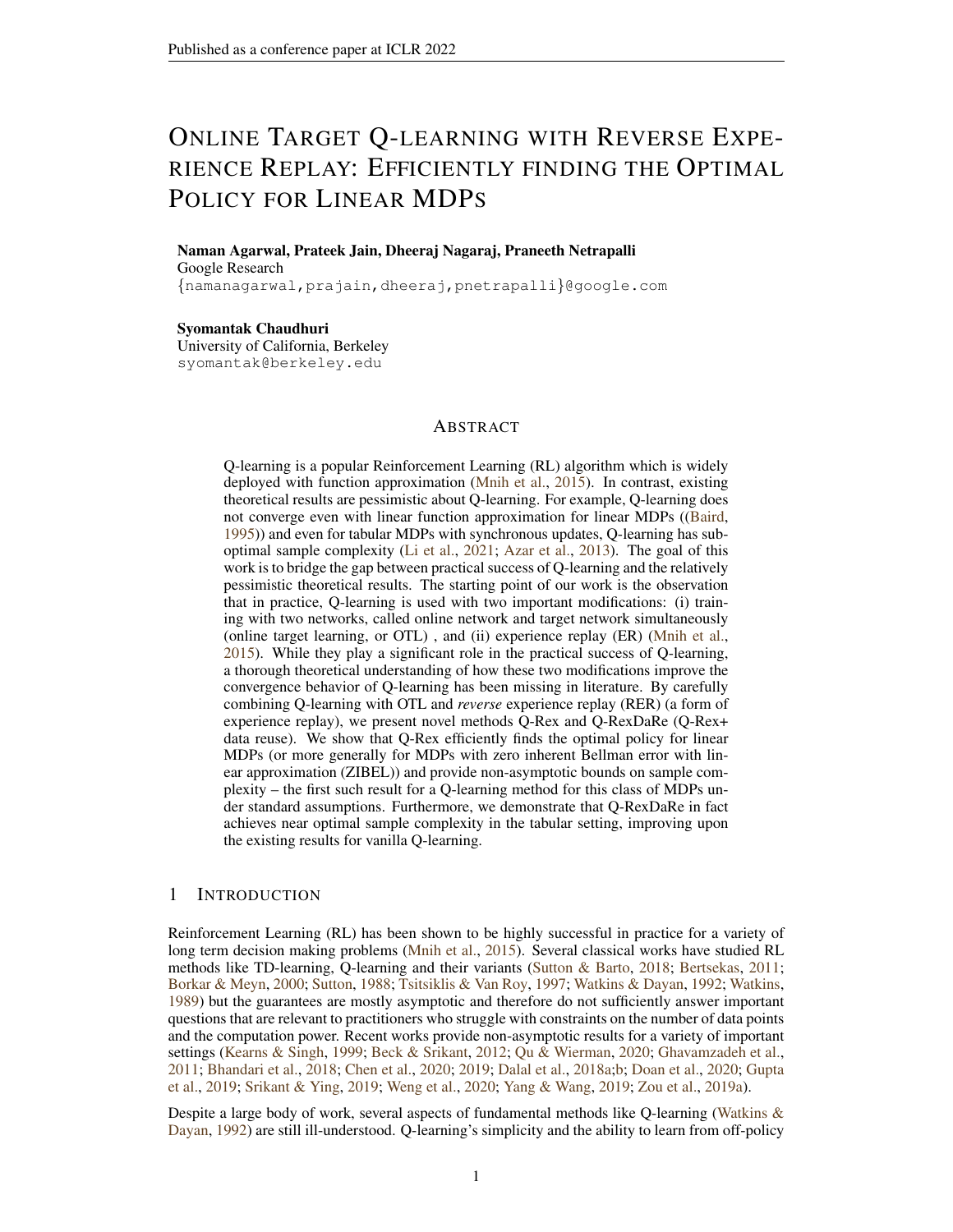# Online Target Q-learning with Reverse Experience Replay: Efficiently finding the Optimal Policy for Linear MDPs

**Naman Agarwal, Prateek Jain, Dheeraj Nagaraj, Praneeth Netrapalli**
Google Research
{namanagarwal,prajain,dheeraj,pnetrapalli}@google.com

**Syomantak Chaudhuri**
University of California, Berkeley
syomantak@berkeley.edu

## Abstract

Q-learning is a popular Reinforcement Learning (RL) algorithm which is widely deployed with function approximation (Mnih et al., 2015). In contrast, existing theoretical results are pessimistic about Q-learning. For example, Q-learning does not converge even with linear function approximation for linear MDPs ((Baird, 1995)) and even for tabular MDPs with synchronous updates, Q-learning has sub-optimal sample complexity (Li et al., 2021; Azar et al., 2013). The goal of this work is to bridge the gap between practical success of Q-learning and the relatively pessimistic theoretical results. The starting point of our work is the observation that in practice, Q-learning is used with two important modifications: (i) training with two networks, called online network and target network simultaneously (online target learning, or OTL) , and (ii) experience replay (ER) (Mnih et al., 2015). While they play a significant role in the practical success of Q-learning, a thorough theoretical understanding of how these two modifications improve the convergence behavior of Q-learning has been missing in literature. By carefully combining Q-learning with OTL and *reverse* experience replay (RER) (a form of experience replay), we present novel methods Q-Rex and Q-RexDaRe (Q-Rex+ data reuse). We show that Q-Rex efficiently finds the optimal policy for linear MDPs (or more generally for MDPs with zero inherent Bellman error with linear approximation (ZIBEL)) and provide non-asymptotic bounds on sample complexity – the first such result for a Q-learning method for this class of MDPs under standard assumptions. Furthermore, we demonstrate that Q-RexDaRe in fact achieves near optimal sample complexity in the tabular setting, improving upon the existing results for vanilla Q-learning.

## 1 Introduction

Reinforcement Learning (RL) has been shown to be highly successful in practice for a variety of long term decision making problems (Mnih et al., 2015). Several classical works have studied RL methods like TD-learning, Q-learning and their variants (Sutton & Barto, 2018; Bertsekas, 2011; Borkar & Meyn, 2000; Sutton, 1988; Tsitsiklis & Van Roy, 1997; Watkins & Dayan, 1992; Watkins, 1989) but the guarantees are mostly asymptotic and therefore do not sufficiently answer important questions that are relevant to practitioners who struggle with constraints on the number of data points and the computation power. Recent works provide non-asymptotic results for a variety of important settings (Kearns & Singh, 1999; Beck & Srikant, 2012; Qu & Wierman, 2020; Ghavamzadeh et al., 2011; Bhandari et al., 2018; Chen et al., 2020; 2019; Dalal et al., 2018a;b; Doan et al., 2020; Gupta et al., 2019; Srikant & Ying, 2019; Weng et al., 2020; Yang & Wang, 2019; Zou et al., 2019a).

Despite a large body of work, several aspects of fundamental methods like Q-learning (Watkins & Dayan, 1992) are still ill-understood. Q-learning's simplicity and the ability to learn from off-policy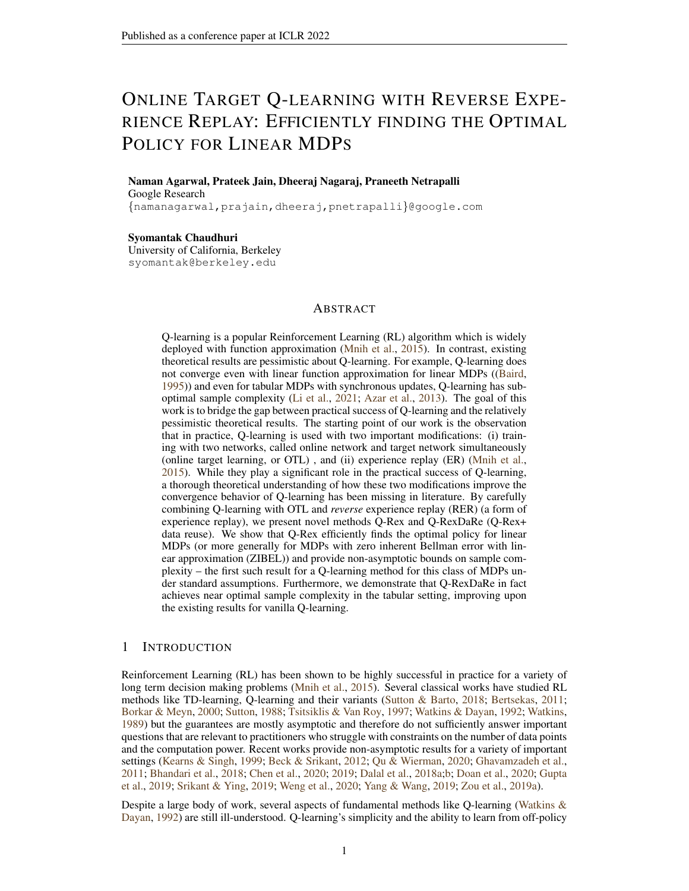# Online Target Q-learning with Reverse Experience Replay: Efficiently finding the Optimal Policy for Linear MDPs

**Naman Agarwal, Prateek Jain, Dheeraj Nagaraj, Praneeth Netrapalli**
Google Research
{namanagarwal,prajain,dheeraj,pnetrapalli}@google.com

**Syomantak Chaudhuri**
University of California, Berkeley
syomantak@berkeley.edu

## Abstract

Q-learning is a popular Reinforcement Learning (RL) algorithm which is widely deployed with function approximation (Mnih et al., 2015). In contrast, existing theoretical results are pessimistic about Q-learning. For example, Q-learning does not converge even with linear function approximation for linear MDPs ((Baird, 1995)) and even for tabular MDPs with synchronous updates, Q-learning has sub-optimal sample complexity (Li et al., 2021; Azar et al., 2013). The goal of this work is to bridge the gap between practical success of Q-learning and the relatively pessimistic theoretical results. The starting point of our work is the observation that in practice, Q-learning is used with two important modifications: (i) training with two networks, called online network and target network simultaneously (online target learning, or OTL) , and (ii) experience replay (ER) (Mnih et al., 2015). While they play a significant role in the practical success of Q-learning, a thorough theoretical understanding of how these two modifications improve the convergence behavior of Q-learning has been missing in literature. By carefully combining Q-learning with OTL and *reverse* experience replay (RER) (a form of experience replay), we present novel methods Q-Rex and Q-RexDaRe (Q-Rex+ data reuse). We show that Q-Rex efficiently finds the optimal policy for linear MDPs (or more generally for MDPs with zero inherent Bellman error with linear approximation (ZIBEL)) and provide non-asymptotic bounds on sample complexity – the first such result for a Q-learning method for this class of MDPs under standard assumptions. Furthermore, we demonstrate that Q-RexDaRe in fact achieves near optimal sample complexity in the tabular setting, improving upon the existing results for vanilla Q-learning.

## 1 Introduction

Reinforcement Learning (RL) has been shown to be highly successful in practice for a variety of long term decision making problems (Mnih et al., 2015). Several classical works have studied RL methods like TD-learning, Q-learning and their variants (Sutton & Barto, 2018; Bertsekas, 2011; Borkar & Meyn, 2000; Sutton, 1988; Tsitsiklis & Van Roy, 1997; Watkins & Dayan, 1992; Watkins, 1989) but the guarantees are mostly asymptotic and therefore do not sufficiently answer important questions that are relevant to practitioners who struggle with constraints on the number of data points and the computation power. Recent works provide non-asymptotic results for a variety of important settings (Kearns & Singh, 1999; Beck & Srikant, 2012; Qu & Wierman, 2020; Ghavamzadeh et al., 2011; Bhandari et al., 2018; Chen et al., 2020; 2019; Dalal et al., 2018a;b; Doan et al., 2020; Gupta et al., 2019; Srikant & Ying, 2019; Weng et al., 2020; Yang & Wang, 2019; Zou et al., 2019a).

Despite a large body of work, several aspects of fundamental methods like Q-learning (Watkins & Dayan, 1992) are still ill-understood. Q-learning's simplicity and the ability to learn from off-policy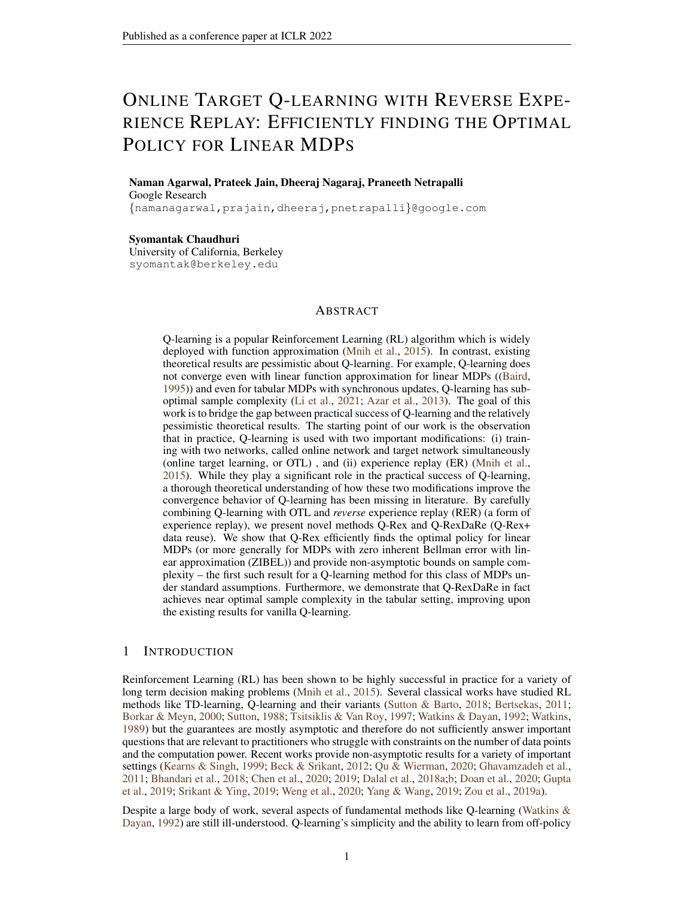# Online Target Q-learning with Reverse Experience Replay: Efficiently finding the Optimal Policy for Linear MDPs

**Naman Agarwal, Prateek Jain, Dheeraj Nagaraj, Praneeth Netrapalli**
Google Research
{namanagarwal,prajain,dheeraj,pnetrapalli}@google.com

**Syomantak Chaudhuri**
University of California, Berkeley
syomantak@berkeley.edu

## Abstract

Q-learning is a popular Reinforcement Learning (RL) algorithm which is widely deployed with function approximation (Mnih et al., 2015). In contrast, existing theoretical results are pessimistic about Q-learning. For example, Q-learning does not converge even with linear function approximation for linear MDPs ((Baird, 1995)) and even for tabular MDPs with synchronous updates, Q-learning has sub-optimal sample complexity (Li et al., 2021; Azar et al., 2013). The goal of this work is to bridge the gap between practical success of Q-learning and the relatively pessimistic theoretical results. The starting point of our work is the observation that in practice, Q-learning is used with two important modifications: (i) training with two networks, called online network and target network simultaneously (online target learning, or OTL) , and (ii) experience replay (ER) (Mnih et al., 2015). While they play a significant role in the practical success of Q-learning, a thorough theoretical understanding of how these two modifications improve the convergence behavior of Q-learning has been missing in literature. By carefully combining Q-learning with OTL and *reverse* experience replay (RER) (a form of experience replay), we present novel methods Q-Rex and Q-RexDaRe (Q-Rex+ data reuse). We show that Q-Rex efficiently finds the optimal policy for linear MDPs (or more generally for MDPs with zero inherent Bellman error with linear approximation (ZIBEL)) and provide non-asymptotic bounds on sample complexity – the first such result for a Q-learning method for this class of MDPs under standard assumptions. Furthermore, we demonstrate that Q-RexDaRe in fact achieves near optimal sample complexity in the tabular setting, improving upon the existing results for vanilla Q-learning.

## 1 Introduction

Reinforcement Learning (RL) has been shown to be highly successful in practice for a variety of long term decision making problems (Mnih et al., 2015). Several classical works have studied RL methods like TD-learning, Q-learning and their variants (Sutton & Barto, 2018; Bertsekas, 2011; Borkar & Meyn, 2000; Sutton, 1988; Tsitsiklis & Van Roy, 1997; Watkins & Dayan, 1992; Watkins, 1989) but the guarantees are mostly asymptotic and therefore do not sufficiently answer important questions that are relevant to practitioners who struggle with constraints on the number of data points and the computation power. Recent works provide non-asymptotic results for a variety of important settings (Kearns & Singh, 1999; Beck & Srikant, 2012; Qu & Wierman, 2020; Ghavamzadeh et al., 2011; Bhandari et al., 2018; Chen et al., 2020; 2019; Dalal et al., 2018a;b; Doan et al., 2020; Gupta et al., 2019; Srikant & Ying, 2019; Weng et al., 2020; Yang & Wang, 2019; Zou et al., 2019a).

Despite a large body of work, several aspects of fundamental methods like Q-learning (Watkins & Dayan, 1992) are still ill-understood. Q-learning's simplicity and the ability to learn from off-policy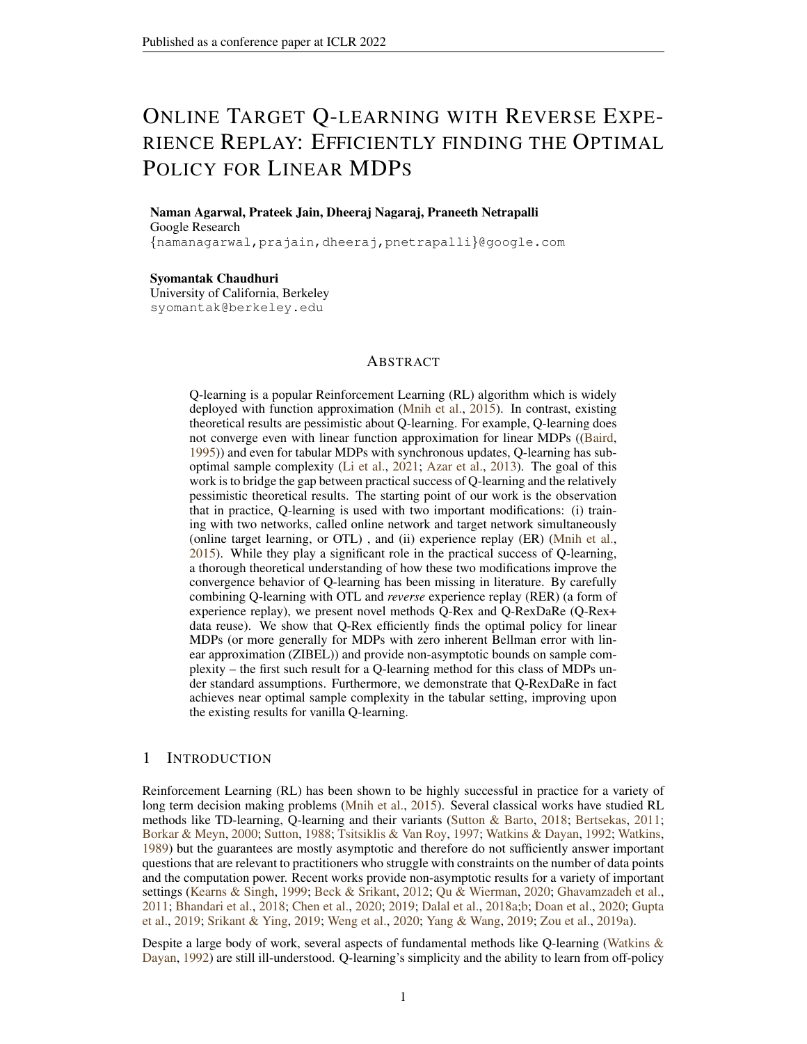# ONLINE TARGET Q-LEARNING WITH REVERSE EXPERIENCE REPLAY: EFFICIENTLY FINDING THE OPTIMAL POLICY FOR LINEAR MDPS

**Naman Agarwal, Prateek Jain, Dheeraj Nagaraj, Praneeth Netrapalli**
Google Research
{namanagarwal,prajain,dheeraj,pnetrapalli}@google.com

**Syomantak Chaudhuri**
University of California, Berkeley
syomantak@berkeley.edu

## ABSTRACT

Q-learning is a popular Reinforcement Learning (RL) algorithm which is widely deployed with function approximation (Mnih et al., 2015). In contrast, existing theoretical results are pessimistic about Q-learning. For example, Q-learning does not converge even with linear function approximation for linear MDPs ((Baird, 1995)) and even for tabular MDPs with synchronous updates, Q-learning has sub-optimal sample complexity (Li et al., 2021; Azar et al., 2013). The goal of this work is to bridge the gap between practical success of Q-learning and the relatively pessimistic theoretical results. The starting point of our work is the observation that in practice, Q-learning is used with two important modifications: (i) training with two networks, called online network and target network simultaneously (online target learning, or OTL) , and (ii) experience replay (ER) (Mnih et al., 2015). While they play a significant role in the practical success of Q-learning, a thorough theoretical understanding of how these two modifications improve the convergence behavior of Q-learning has been missing in literature. By carefully combining Q-learning with OTL and *reverse* experience replay (RER) (a form of experience replay), we present novel methods Q-Rex and Q-RexDaRe (Q-Rex+ data reuse). We show that Q-Rex efficiently finds the optimal policy for linear MDPs (or more generally for MDPs with zero inherent Bellman error with linear approximation (ZIBEL)) and provide non-asymptotic bounds on sample complexity – the first such result for a Q-learning method for this class of MDPs under standard assumptions. Furthermore, we demonstrate that Q-RexDaRe in fact achieves near optimal sample complexity in the tabular setting, improving upon the existing results for vanilla Q-learning.

## 1 INTRODUCTION

Reinforcement Learning (RL) has been shown to be highly successful in practice for a variety of long term decision making problems (Mnih et al., 2015). Several classical works have studied RL methods like TD-learning, Q-learning and their variants (Sutton & Barto, 2018; Bertsekas, 2011; Borkar & Meyn, 2000; Sutton, 1988; Tsitsiklis & Van Roy, 1997; Watkins & Dayan, 1992; Watkins, 1989) but the guarantees are mostly asymptotic and therefore do not sufficiently answer important questions that are relevant to practitioners who struggle with constraints on the number of data points and the computation power. Recent works provide non-asymptotic results for a variety of important settings (Kearns & Singh, 1999; Beck & Srikant, 2012; Qu & Wierman, 2020; Ghavamzadeh et al., 2011; Bhandari et al., 2018; Chen et al., 2020; 2019; Dalal et al., 2018a;b; Doan et al., 2020; Gupta et al., 2019; Srikant & Ying, 2019; Weng et al., 2020; Yang & Wang, 2019; Zou et al., 2019a).

Despite a large body of work, several aspects of fundamental methods like Q-learning (Watkins & Dayan, 1992) are still ill-understood. Q-learning's simplicity and the ability to learn from off-policy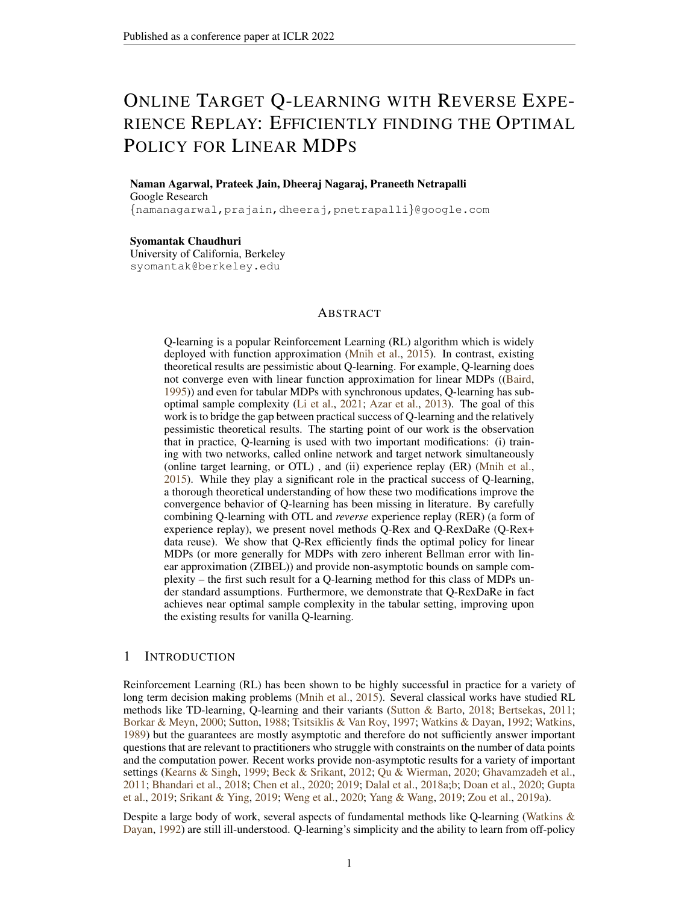# Online Target Q-learning with Reverse Experience Replay: Efficiently finding the Optimal Policy for Linear MDPs

**Naman Agarwal, Prateek Jain, Dheeraj Nagaraj, Praneeth Netrapalli**
Google Research
{namanagarwal,prajain,dheeraj,pnetrapalli}@google.com

**Syomantak Chaudhuri**
University of California, Berkeley
syomantak@berkeley.edu

## Abstract

Q-learning is a popular Reinforcement Learning (RL) algorithm which is widely deployed with function approximation (Mnih et al., 2015). In contrast, existing theoretical results are pessimistic about Q-learning. For example, Q-learning does not converge even with linear function approximation for linear MDPs ((Baird, 1995)) and even for tabular MDPs with synchronous updates, Q-learning has sub-optimal sample complexity (Li et al., 2021; Azar et al., 2013). The goal of this work is to bridge the gap between practical success of Q-learning and the relatively pessimistic theoretical results. The starting point of our work is the observation that in practice, Q-learning is used with two important modifications: (i) training with two networks, called online network and target network simultaneously (online target learning, or OTL) , and (ii) experience replay (ER) (Mnih et al., 2015). While they play a significant role in the practical success of Q-learning, a thorough theoretical understanding of how these two modifications improve the convergence behavior of Q-learning has been missing in literature. By carefully combining Q-learning with OTL and *reverse* experience replay (RER) (a form of experience replay), we present novel methods Q-Rex and Q-RexDaRe (Q-Rex+ data reuse). We show that Q-Rex efficiently finds the optimal policy for linear MDPs (or more generally for MDPs with zero inherent Bellman error with linear approximation (ZIBEL)) and provide non-asymptotic bounds on sample complexity – the first such result for a Q-learning method for this class of MDPs under standard assumptions. Furthermore, we demonstrate that Q-RexDaRe in fact achieves near optimal sample complexity in the tabular setting, improving upon the existing results for vanilla Q-learning.

## 1 Introduction

Reinforcement Learning (RL) has been shown to be highly successful in practice for a variety of long term decision making problems (Mnih et al., 2015). Several classical works have studied RL methods like TD-learning, Q-learning and their variants (Sutton & Barto, 2018; Bertsekas, 2011; Borkar & Meyn, 2000; Sutton, 1988; Tsitsiklis & Van Roy, 1997; Watkins & Dayan, 1992; Watkins, 1989) but the guarantees are mostly asymptotic and therefore do not sufficiently answer important questions that are relevant to practitioners who struggle with constraints on the number of data points and the computation power. Recent works provide non-asymptotic results for a variety of important settings (Kearns & Singh, 1999; Beck & Srikant, 2012; Qu & Wierman, 2020; Ghavamzadeh et al., 2011; Bhandari et al., 2018; Chen et al., 2020; 2019; Dalal et al., 2018a;b; Doan et al., 2020; Gupta et al., 2019; Srikant & Ying, 2019; Weng et al., 2020; Yang & Wang, 2019; Zou et al., 2019a).

Despite a large body of work, several aspects of fundamental methods like Q-learning (Watkins & Dayan, 1992) are still ill-understood. Q-learning's simplicity and the ability to learn from off-policy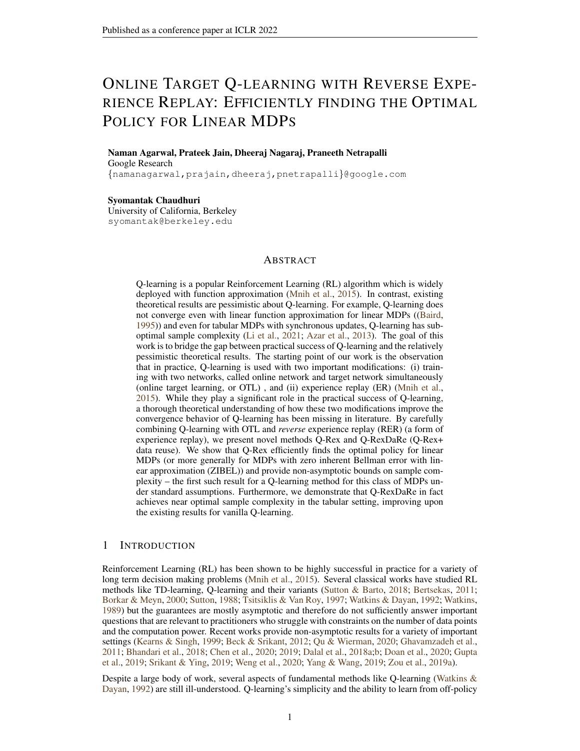# Online Target Q-learning with Reverse Experience Replay: Efficiently finding the Optimal Policy for Linear MDPs

**Naman Agarwal, Prateek Jain, Dheeraj Nagaraj, Praneeth Netrapalli**
Google Research
{namanagarwal,prajain,dheeraj,pnetrapalli}@google.com

**Syomantak Chaudhuri**
University of California, Berkeley
syomantak@berkeley.edu

## Abstract

Q-learning is a popular Reinforcement Learning (RL) algorithm which is widely deployed with function approximation (Mnih et al., 2015). In contrast, existing theoretical results are pessimistic about Q-learning. For example, Q-learning does not converge even with linear function approximation for linear MDPs ((Baird, 1995)) and even for tabular MDPs with synchronous updates, Q-learning has sub-optimal sample complexity (Li et al., 2021; Azar et al., 2013). The goal of this work is to bridge the gap between practical success of Q-learning and the relatively pessimistic theoretical results. The starting point of our work is the observation that in practice, Q-learning is used with two important modifications: (i) training with two networks, called online network and target network simultaneously (online target learning, or OTL) , and (ii) experience replay (ER) (Mnih et al., 2015). While they play a significant role in the practical success of Q-learning, a thorough theoretical understanding of how these two modifications improve the convergence behavior of Q-learning has been missing in literature. By carefully combining Q-learning with OTL and *reverse* experience replay (RER) (a form of experience replay), we present novel methods Q-Rex and Q-RexDaRe (Q-Rex+ data reuse). We show that Q-Rex efficiently finds the optimal policy for linear MDPs (or more generally for MDPs with zero inherent Bellman error with linear approximation (ZIBEL)) and provide non-asymptotic bounds on sample complexity – the first such result for a Q-learning method for this class of MDPs under standard assumptions. Furthermore, we demonstrate that Q-RexDaRe in fact achieves near optimal sample complexity in the tabular setting, improving upon the existing results for vanilla Q-learning.

## 1 Introduction

Reinforcement Learning (RL) has been shown to be highly successful in practice for a variety of long term decision making problems (Mnih et al., 2015). Several classical works have studied RL methods like TD-learning, Q-learning and their variants (Sutton & Barto, 2018; Bertsekas, 2011; Borkar & Meyn, 2000; Sutton, 1988; Tsitsiklis & Van Roy, 1997; Watkins & Dayan, 1992; Watkins, 1989) but the guarantees are mostly asymptotic and therefore do not sufficiently answer important questions that are relevant to practitioners who struggle with constraints on the number of data points and the computation power. Recent works provide non-asymptotic results for a variety of important settings (Kearns & Singh, 1999; Beck & Srikant, 2012; Qu & Wierman, 2020; Ghavamzadeh et al., 2011; Bhandari et al., 2018; Chen et al., 2020; 2019; Dalal et al., 2018a;b; Doan et al., 2020; Gupta et al., 2019; Srikant & Ying, 2019; Weng et al., 2020; Yang & Wang, 2019; Zou et al., 2019a).

Despite a large body of work, several aspects of fundamental methods like Q-learning (Watkins & Dayan, 1992) are still ill-understood. Q-learning's simplicity and the ability to learn from off-policy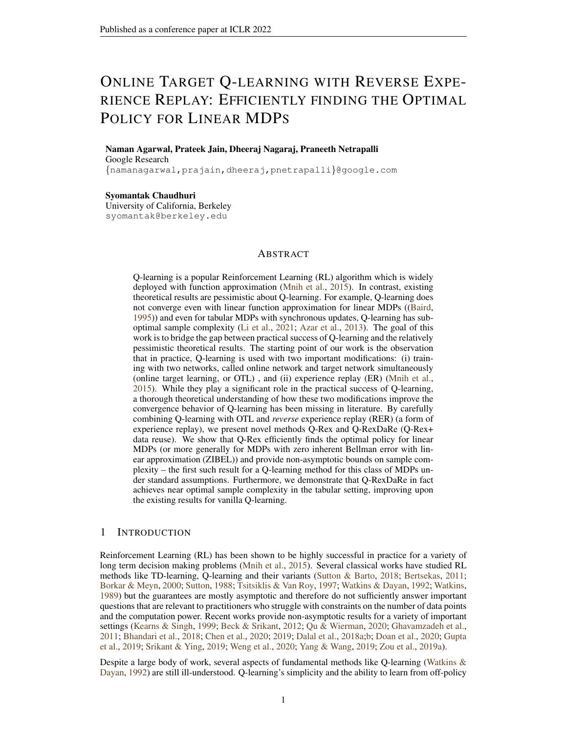# Online Target Q-learning with Reverse Experience Replay: Efficiently finding the Optimal Policy for Linear MDPs

**Naman Agarwal, Prateek Jain, Dheeraj Nagaraj, Praneeth Netrapalli**
Google Research
{namanagarwal,prajain,dheeraj,pnetrapalli}@google.com

**Syomantak Chaudhuri**
University of California, Berkeley
syomantak@berkeley.edu

## Abstract

Q-learning is a popular Reinforcement Learning (RL) algorithm which is widely deployed with function approximation (Mnih et al., 2015). In contrast, existing theoretical results are pessimistic about Q-learning. For example, Q-learning does not converge even with linear function approximation for linear MDPs ((Baird, 1995)) and even for tabular MDPs with synchronous updates, Q-learning has sub-optimal sample complexity (Li et al., 2021; Azar et al., 2013). The goal of this work is to bridge the gap between practical success of Q-learning and the relatively pessimistic theoretical results. The starting point of our work is the observation that in practice, Q-learning is used with two important modifications: (i) training with two networks, called online network and target network simultaneously (online target learning, or OTL) , and (ii) experience replay (ER) (Mnih et al., 2015). While they play a significant role in the practical success of Q-learning, a thorough theoretical understanding of how these two modifications improve the convergence behavior of Q-learning has been missing in literature. By carefully combining Q-learning with OTL and *reverse* experience replay (RER) (a form of experience replay), we present novel methods Q-Rex and Q-RexDaRe (Q-Rex+ data reuse). We show that Q-Rex efficiently finds the optimal policy for linear MDPs (or more generally for MDPs with zero inherent Bellman error with linear approximation (ZIBEL)) and provide non-asymptotic bounds on sample complexity – the first such result for a Q-learning method for this class of MDPs under standard assumptions. Furthermore, we demonstrate that Q-RexDaRe in fact achieves near optimal sample complexity in the tabular setting, improving upon the existing results for vanilla Q-learning.

## 1 Introduction

Reinforcement Learning (RL) has been shown to be highly successful in practice for a variety of long term decision making problems (Mnih et al., 2015). Several classical works have studied RL methods like TD-learning, Q-learning and their variants (Sutton & Barto, 2018; Bertsekas, 2011; Borkar & Meyn, 2000; Sutton, 1988; Tsitsiklis & Van Roy, 1997; Watkins & Dayan, 1992; Watkins, 1989) but the guarantees are mostly asymptotic and therefore do not sufficiently answer important questions that are relevant to practitioners who struggle with constraints on the number of data points and the computation power. Recent works provide non-asymptotic results for a variety of important settings (Kearns & Singh, 1999; Beck & Srikant, 2012; Qu & Wierman, 2020; Ghavamzadeh et al., 2011; Bhandari et al., 2018; Chen et al., 2020; 2019; Dalal et al., 2018a;b; Doan et al., 2020; Gupta et al., 2019; Srikant & Ying, 2019; Weng et al., 2020; Yang & Wang, 2019; Zou et al., 2019a).

Despite a large body of work, several aspects of fundamental methods like Q-learning (Watkins & Dayan, 1992) are still ill-understood. Q-learning's simplicity and the ability to learn from off-policy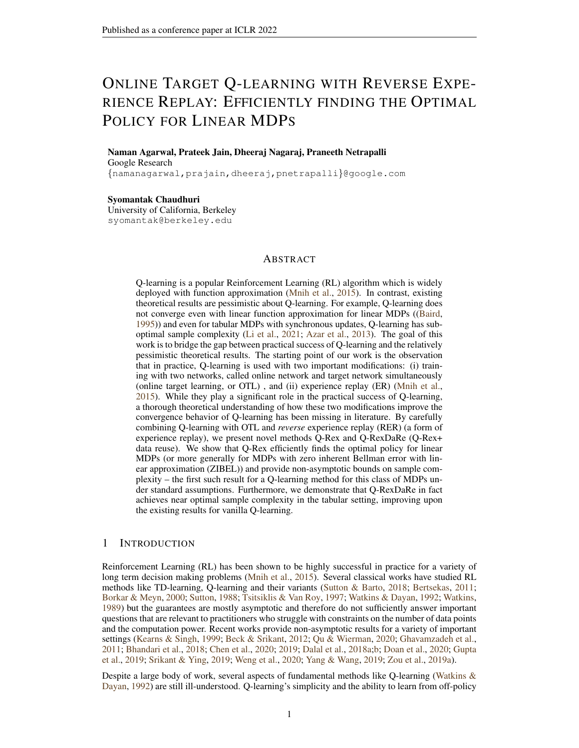# Online Target Q-learning with Reverse Experience Replay: Efficiently finding the Optimal Policy for Linear MDPs

**Naman Agarwal, Prateek Jain, Dheeraj Nagaraj, Praneeth Netrapalli**
Google Research
{namanagarwal,prajain,dheeraj,pnetrapalli}@google.com

**Syomantak Chaudhuri**
University of California, Berkeley
syomantak@berkeley.edu

## Abstract

Q-learning is a popular Reinforcement Learning (RL) algorithm which is widely deployed with function approximation (Mnih et al., 2015). In contrast, existing theoretical results are pessimistic about Q-learning. For example, Q-learning does not converge even with linear function approximation for linear MDPs ((Baird, 1995)) and even for tabular MDPs with synchronous updates, Q-learning has sub-optimal sample complexity (Li et al., 2021; Azar et al., 2013). The goal of this work is to bridge the gap between practical success of Q-learning and the relatively pessimistic theoretical results. The starting point of our work is the observation that in practice, Q-learning is used with two important modifications: (i) training with two networks, called online network and target network simultaneously (online target learning, or OTL) , and (ii) experience replay (ER) (Mnih et al., 2015). While they play a significant role in the practical success of Q-learning, a thorough theoretical understanding of how these two modifications improve the convergence behavior of Q-learning has been missing in literature. By carefully combining Q-learning with OTL and *reverse* experience replay (RER) (a form of experience replay), we present novel methods Q-Rex and Q-RexDaRe (Q-Rex+ data reuse). We show that Q-Rex efficiently finds the optimal policy for linear MDPs (or more generally for MDPs with zero inherent Bellman error with linear approximation (ZIBEL)) and provide non-asymptotic bounds on sample complexity – the first such result for a Q-learning method for this class of MDPs under standard assumptions. Furthermore, we demonstrate that Q-RexDaRe in fact achieves near optimal sample complexity in the tabular setting, improving upon the existing results for vanilla Q-learning.

## 1 Introduction

Reinforcement Learning (RL) has been shown to be highly successful in practice for a variety of long term decision making problems (Mnih et al., 2015). Several classical works have studied RL methods like TD-learning, Q-learning and their variants (Sutton & Barto, 2018; Bertsekas, 2011; Borkar & Meyn, 2000; Sutton, 1988; Tsitsiklis & Van Roy, 1997; Watkins & Dayan, 1992; Watkins, 1989) but the guarantees are mostly asymptotic and therefore do not sufficiently answer important questions that are relevant to practitioners who struggle with constraints on the number of data points and the computation power. Recent works provide non-asymptotic results for a variety of important settings (Kearns & Singh, 1999; Beck & Srikant, 2012; Qu & Wierman, 2020; Ghavamzadeh et al., 2011; Bhandari et al., 2018; Chen et al., 2020; 2019; Dalal et al., 2018a;b; Doan et al., 2020; Gupta et al., 2019; Srikant & Ying, 2019; Weng et al., 2020; Yang & Wang, 2019; Zou et al., 2019a).

Despite a large body of work, several aspects of fundamental methods like Q-learning (Watkins & Dayan, 1992) are still ill-understood. Q-learning's simplicity and the ability to learn from off-policy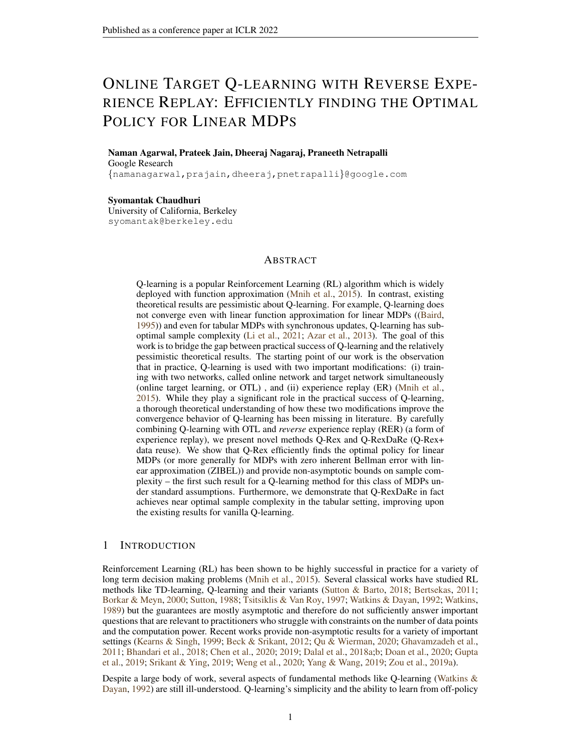# Online Target Q-learning with Reverse Experience Replay: Efficiently finding the Optimal Policy for Linear MDPs

**Naman Agarwal, Prateek Jain, Dheeraj Nagaraj, Praneeth Netrapalli**
Google Research
{namanagarwal,prajain,dheeraj,pnetrapalli}@google.com

**Syomantak Chaudhuri**
University of California, Berkeley
syomantak@berkeley.edu

## Abstract

Q-learning is a popular Reinforcement Learning (RL) algorithm which is widely deployed with function approximation (Mnih et al., 2015). In contrast, existing theoretical results are pessimistic about Q-learning. For example, Q-learning does not converge even with linear function approximation for linear MDPs ((Baird, 1995)) and even for tabular MDPs with synchronous updates, Q-learning has sub-optimal sample complexity (Li et al., 2021; Azar et al., 2013). The goal of this work is to bridge the gap between practical success of Q-learning and the relatively pessimistic theoretical results. The starting point of our work is the observation that in practice, Q-learning is used with two important modifications: (i) training with two networks, called online network and target network simultaneously (online target learning, or OTL) , and (ii) experience replay (ER) (Mnih et al., 2015). While they play a significant role in the practical success of Q-learning, a thorough theoretical understanding of how these two modifications improve the convergence behavior of Q-learning has been missing in literature. By carefully combining Q-learning with OTL and *reverse* experience replay (RER) (a form of experience replay), we present novel methods Q-Rex and Q-RexDaRe (Q-Rex+ data reuse). We show that Q-Rex efficiently finds the optimal policy for linear MDPs (or more generally for MDPs with zero inherent Bellman error with linear approximation (ZIBEL)) and provide non-asymptotic bounds on sample complexity – the first such result for a Q-learning method for this class of MDPs under standard assumptions. Furthermore, we demonstrate that Q-RexDaRe in fact achieves near optimal sample complexity in the tabular setting, improving upon the existing results for vanilla Q-learning.

## 1 Introduction

Reinforcement Learning (RL) has been shown to be highly successful in practice for a variety of long term decision making problems (Mnih et al., 2015). Several classical works have studied RL methods like TD-learning, Q-learning and their variants (Sutton & Barto, 2018; Bertsekas, 2011; Borkar & Meyn, 2000; Sutton, 1988; Tsitsiklis & Van Roy, 1997; Watkins & Dayan, 1992; Watkins, 1989) but the guarantees are mostly asymptotic and therefore do not sufficiently answer important questions that are relevant to practitioners who struggle with constraints on the number of data points and the computation power. Recent works provide non-asymptotic results for a variety of important settings (Kearns & Singh, 1999; Beck & Srikant, 2012; Qu & Wierman, 2020; Ghavamzadeh et al., 2011; Bhandari et al., 2018; Chen et al., 2020; 2019; Dalal et al., 2018a;b; Doan et al., 2020; Gupta et al., 2019; Srikant & Ying, 2019; Weng et al., 2020; Yang & Wang, 2019; Zou et al., 2019a).

Despite a large body of work, several aspects of fundamental methods like Q-learning (Watkins & Dayan, 1992) are still ill-understood. Q-learning's simplicity and the ability to learn from off-policy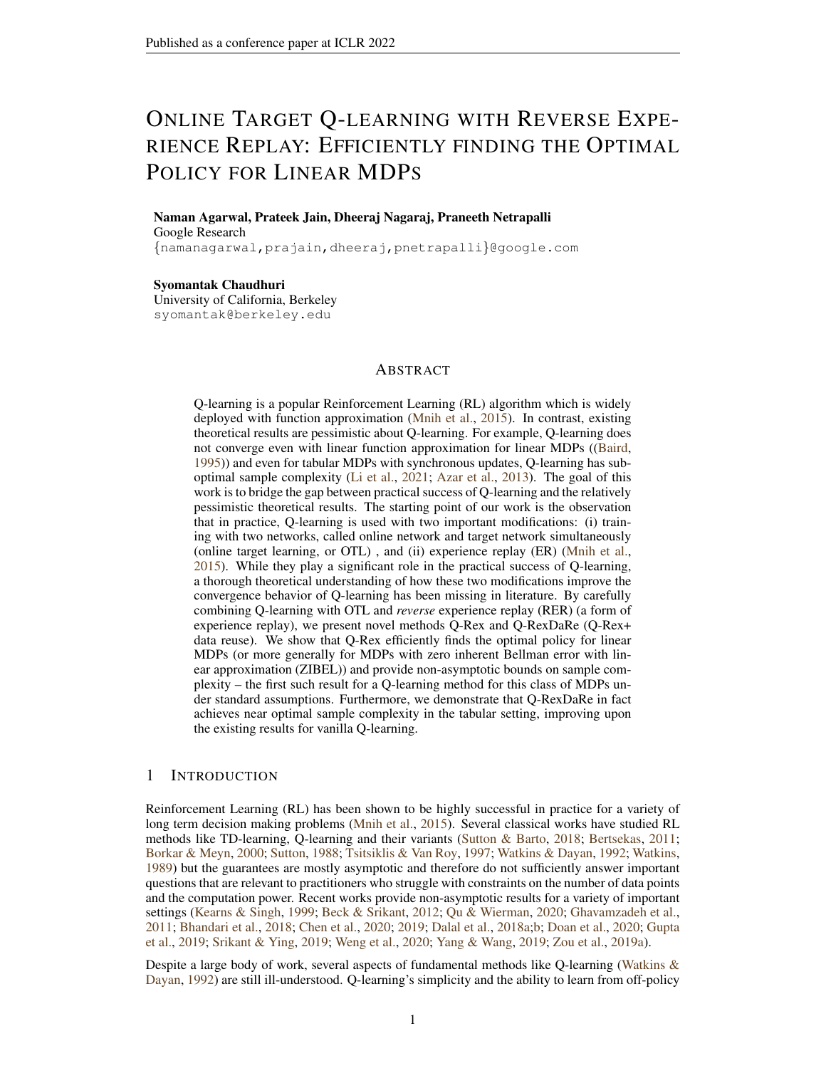# Online Target Q-learning with Reverse Experience Replay: Efficiently finding the Optimal Policy for Linear MDPs

**Naman Agarwal, Prateek Jain, Dheeraj Nagaraj, Praneeth Netrapalli**
Google Research
{namanagarwal,prajain,dheeraj,pnetrapalli}@google.com

**Syomantak Chaudhuri**
University of California, Berkeley
syomantak@berkeley.edu

## Abstract

Q-learning is a popular Reinforcement Learning (RL) algorithm which is widely deployed with function approximation (Mnih et al., 2015). In contrast, existing theoretical results are pessimistic about Q-learning. For example, Q-learning does not converge even with linear function approximation for linear MDPs ((Baird, 1995)) and even for tabular MDPs with synchronous updates, Q-learning has sub-optimal sample complexity (Li et al., 2021; Azar et al., 2013). The goal of this work is to bridge the gap between practical success of Q-learning and the relatively pessimistic theoretical results. The starting point of our work is the observation that in practice, Q-learning is used with two important modifications: (i) training with two networks, called online network and target network simultaneously (online target learning, or OTL) , and (ii) experience replay (ER) (Mnih et al., 2015). While they play a significant role in the practical success of Q-learning, a thorough theoretical understanding of how these two modifications improve the convergence behavior of Q-learning has been missing in literature. By carefully combining Q-learning with OTL and *reverse* experience replay (RER) (a form of experience replay), we present novel methods Q-Rex and Q-RexDaRe (Q-Rex+ data reuse). We show that Q-Rex efficiently finds the optimal policy for linear MDPs (or more generally for MDPs with zero inherent Bellman error with linear approximation (ZIBEL)) and provide non-asymptotic bounds on sample complexity – the first such result for a Q-learning method for this class of MDPs under standard assumptions. Furthermore, we demonstrate that Q-RexDaRe in fact achieves near optimal sample complexity in the tabular setting, improving upon the existing results for vanilla Q-learning.

## 1 Introduction

Reinforcement Learning (RL) has been shown to be highly successful in practice for a variety of long term decision making problems (Mnih et al., 2015). Several classical works have studied RL methods like TD-learning, Q-learning and their variants (Sutton & Barto, 2018; Bertsekas, 2011; Borkar & Meyn, 2000; Sutton, 1988; Tsitsiklis & Van Roy, 1997; Watkins & Dayan, 1992; Watkins, 1989) but the guarantees are mostly asymptotic and therefore do not sufficiently answer important questions that are relevant to practitioners who struggle with constraints on the number of data points and the computation power. Recent works provide non-asymptotic results for a variety of important settings (Kearns & Singh, 1999; Beck & Srikant, 2012; Qu & Wierman, 2020; Ghavamzadeh et al., 2011; Bhandari et al., 2018; Chen et al., 2020; 2019; Dalal et al., 2018a;b; Doan et al., 2020; Gupta et al., 2019; Srikant & Ying, 2019; Weng et al., 2020; Yang & Wang, 2019; Zou et al., 2019a).

Despite a large body of work, several aspects of fundamental methods like Q-learning (Watkins & Dayan, 1992) are still ill-understood. Q-learning's simplicity and the ability to learn from off-policy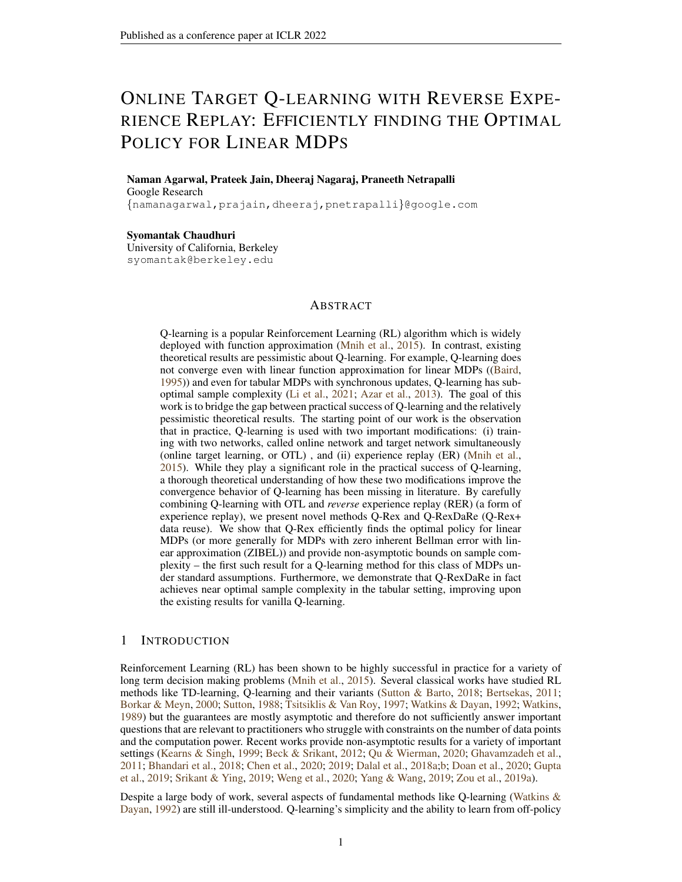# Online Target Q-learning with Reverse Experience Replay: Efficiently finding the Optimal Policy for Linear MDPs

**Naman Agarwal, Prateek Jain, Dheeraj Nagaraj, Praneeth Netrapalli**
Google Research
{namanagarwal,prajain,dheeraj,pnetrapalli}@google.com

**Syomantak Chaudhuri**
University of California, Berkeley
syomantak@berkeley.edu

## Abstract

Q-learning is a popular Reinforcement Learning (RL) algorithm which is widely deployed with function approximation (Mnih et al., 2015). In contrast, existing theoretical results are pessimistic about Q-learning. For example, Q-learning does not converge even with linear function approximation for linear MDPs ((Baird, 1995)) and even for tabular MDPs with synchronous updates, Q-learning has sub-optimal sample complexity (Li et al., 2021; Azar et al., 2013). The goal of this work is to bridge the gap between practical success of Q-learning and the relatively pessimistic theoretical results. The starting point of our work is the observation that in practice, Q-learning is used with two important modifications: (i) training with two networks, called online network and target network simultaneously (online target learning, or OTL) , and (ii) experience replay (ER) (Mnih et al., 2015). While they play a significant role in the practical success of Q-learning, a thorough theoretical understanding of how these two modifications improve the convergence behavior of Q-learning has been missing in literature. By carefully combining Q-learning with OTL and *reverse* experience replay (RER) (a form of experience replay), we present novel methods Q-Rex and Q-RexDaRe (Q-Rex+ data reuse). We show that Q-Rex efficiently finds the optimal policy for linear MDPs (or more generally for MDPs with zero inherent Bellman error with linear approximation (ZIBEL)) and provide non-asymptotic bounds on sample complexity – the first such result for a Q-learning method for this class of MDPs under standard assumptions. Furthermore, we demonstrate that Q-RexDaRe in fact achieves near optimal sample complexity in the tabular setting, improving upon the existing results for vanilla Q-learning.

## 1 Introduction

Reinforcement Learning (RL) has been shown to be highly successful in practice for a variety of long term decision making problems (Mnih et al., 2015). Several classical works have studied RL methods like TD-learning, Q-learning and their variants (Sutton & Barto, 2018; Bertsekas, 2011; Borkar & Meyn, 2000; Sutton, 1988; Tsitsiklis & Van Roy, 1997; Watkins & Dayan, 1992; Watkins, 1989) but the guarantees are mostly asymptotic and therefore do not sufficiently answer important questions that are relevant to practitioners who struggle with constraints on the number of data points and the computation power. Recent works provide non-asymptotic results for a variety of important settings (Kearns & Singh, 1999; Beck & Srikant, 2012; Qu & Wierman, 2020; Ghavamzadeh et al., 2011; Bhandari et al., 2018; Chen et al., 2020; 2019; Dalal et al., 2018a;b; Doan et al., 2020; Gupta et al., 2019; Srikant & Ying, 2019; Weng et al., 2020; Yang & Wang, 2019; Zou et al., 2019a).

Despite a large body of work, several aspects of fundamental methods like Q-learning (Watkins & Dayan, 1992) are still ill-understood. Q-learning's simplicity and the ability to learn from off-policy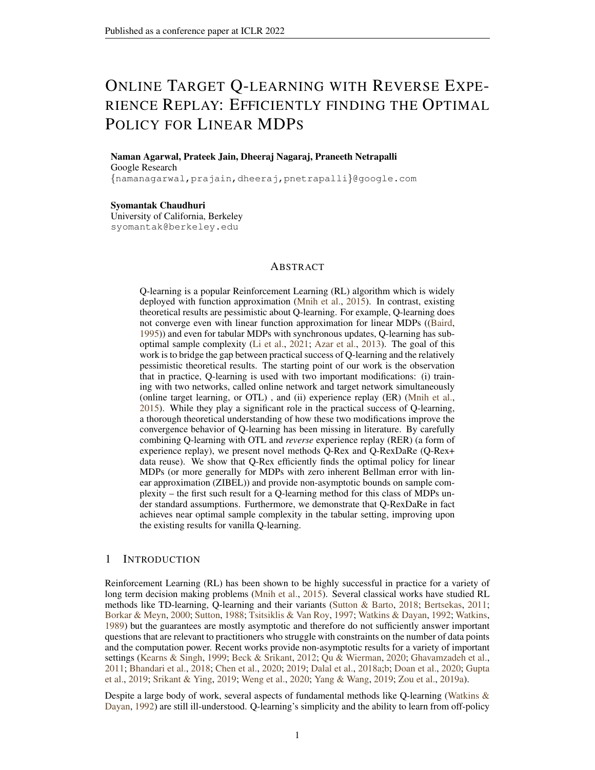# Online Target Q-learning with Reverse Experience Replay: Efficiently finding the Optimal Policy for Linear MDPs

**Naman Agarwal, Prateek Jain, Dheeraj Nagaraj, Praneeth Netrapalli**
Google Research
{namanagarwal,prajain,dheeraj,pnetrapalli}@google.com

**Syomantak Chaudhuri**
University of California, Berkeley
syomantak@berkeley.edu

## Abstract

Q-learning is a popular Reinforcement Learning (RL) algorithm which is widely deployed with function approximation (Mnih et al., 2015). In contrast, existing theoretical results are pessimistic about Q-learning. For example, Q-learning does not converge even with linear function approximation for linear MDPs ((Baird, 1995)) and even for tabular MDPs with synchronous updates, Q-learning has suboptimal sample complexity (Li et al., 2021; Azar et al., 2013). The goal of this work is to bridge the gap between practical success of Q-learning and the relatively pessimistic theoretical results. The starting point of our work is the observation that in practice, Q-learning is used with two important modifications: (i) training with two networks, called online network and target network simultaneously (online target learning, or OTL) , and (ii) experience replay (ER) (Mnih et al., 2015). While they play a significant role in the practical success of Q-learning, a thorough theoretical understanding of how these two modifications improve the convergence behavior of Q-learning has been missing in literature. By carefully combining Q-learning with OTL and *reverse* experience replay (RER) (a form of experience replay), we present novel methods Q-Rex and Q-RexDaRe (Q-Rex+ data reuse). We show that Q-Rex efficiently finds the optimal policy for linear MDPs (or more generally for MDPs with zero inherent Bellman error with linear approximation (ZIBEL)) and provide non-asymptotic bounds on sample complexity – the first such result for a Q-learning method for this class of MDPs under standard assumptions. Furthermore, we demonstrate that Q-RexDaRe in fact achieves near optimal sample complexity in the tabular setting, improving upon the existing results for vanilla Q-learning.

## 1 Introduction

Reinforcement Learning (RL) has been shown to be highly successful in practice for a variety of long term decision making problems (Mnih et al., 2015). Several classical works have studied RL methods like TD-learning, Q-learning and their variants (Sutton & Barto, 2018; Bertsekas, 2011; Borkar & Meyn, 2000; Sutton, 1988; Tsitsiklis & Van Roy, 1997; Watkins & Dayan, 1992; Watkins, 1989) but the guarantees are mostly asymptotic and therefore do not sufficiently answer important questions that are relevant to practitioners who struggle with constraints on the number of data points and the computation power. Recent works provide non-asymptotic results for a variety of important settings (Kearns & Singh, 1999; Beck & Srikant, 2012; Qu & Wierman, 2020; Ghavamzadeh et al., 2011; Bhandari et al., 2018; Chen et al., 2020; 2019; Dalal et al., 2018a;b; Doan et al., 2020; Gupta et al., 2019; Srikant & Ying, 2019; Weng et al., 2020; Yang & Wang, 2019; Zou et al., 2019a).

Despite a large body of work, several aspects of fundamental methods like Q-learning (Watkins & Dayan, 1992) are still ill-understood. Q-learning's simplicity and the ability to learn from off-policy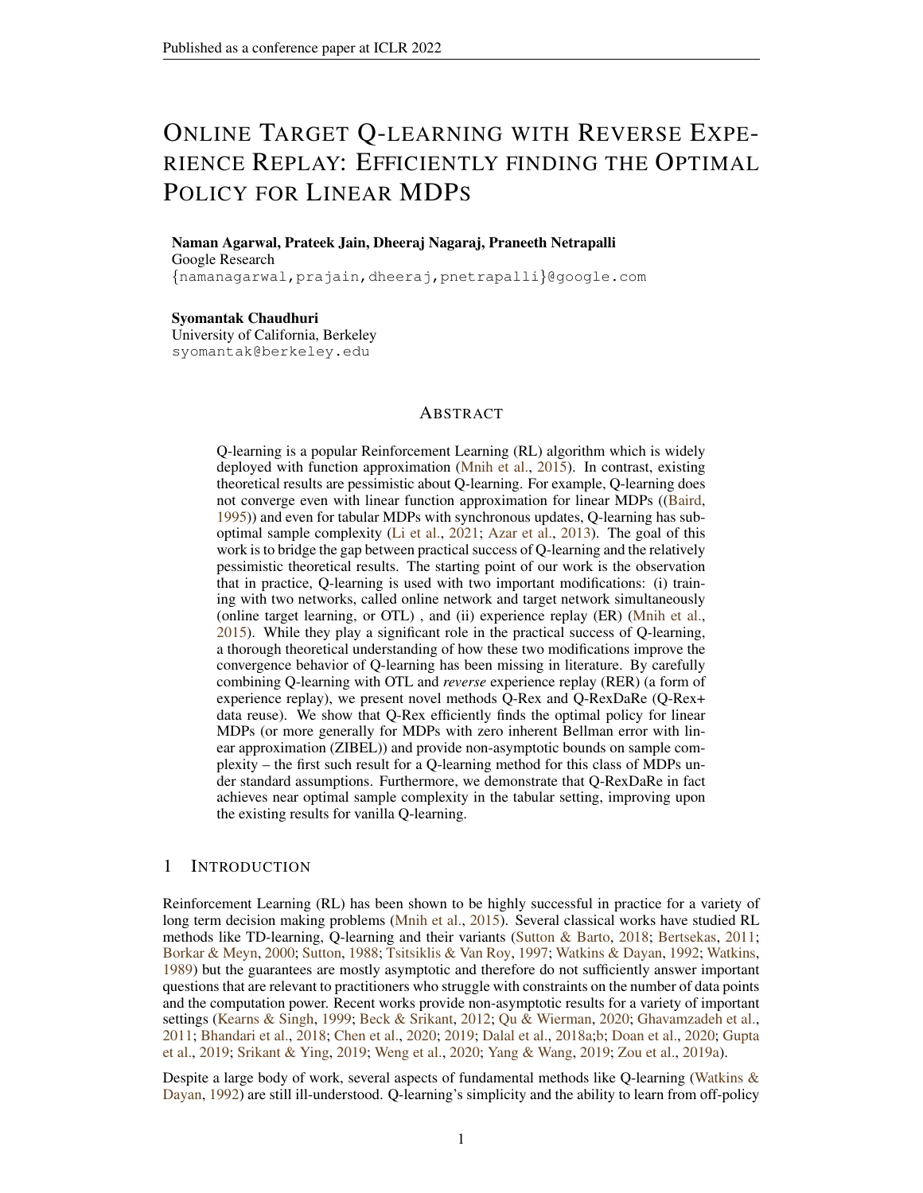# Online Target Q-learning with Reverse Experience Replay: Efficiently finding the Optimal Policy for Linear MDPs

**Naman Agarwal, Prateek Jain, Dheeraj Nagaraj, Praneeth Netrapalli**
Google Research
{namanagarwal,prajain,dheeraj,pnetrapalli}@google.com

**Syomantak Chaudhuri**
University of California, Berkeley
syomantak@berkeley.edu

## Abstract

Q-learning is a popular Reinforcement Learning (RL) algorithm which is widely deployed with function approximation (Mnih et al., 2015). In contrast, existing theoretical results are pessimistic about Q-learning. For example, Q-learning does not converge even with linear function approximation for linear MDPs ((Baird, 1995)) and even for tabular MDPs with synchronous updates, Q-learning has sub-optimal sample complexity (Li et al., 2021; Azar et al., 2013). The goal of this work is to bridge the gap between practical success of Q-learning and the relatively pessimistic theoretical results. The starting point of our work is the observation that in practice, Q-learning is used with two important modifications: (i) training with two networks, called online network and target network simultaneously (online target learning, or OTL) , and (ii) experience replay (ER) (Mnih et al., 2015). While they play a significant role in the practical success of Q-learning, a thorough theoretical understanding of how these two modifications improve the convergence behavior of Q-learning has been missing in literature. By carefully combining Q-learning with OTL and *reverse* experience replay (RER) (a form of experience replay), we present novel methods Q-Rex and Q-RexDaRe (Q-Rex+ data reuse). We show that Q-Rex efficiently finds the optimal policy for linear MDPs (or more generally for MDPs with zero inherent Bellman error with linear approximation (ZIBEL)) and provide non-asymptotic bounds on sample complexity – the first such result for a Q-learning method for this class of MDPs under standard assumptions. Furthermore, we demonstrate that Q-RexDaRe in fact achieves near optimal sample complexity in the tabular setting, improving upon the existing results for vanilla Q-learning.

## 1 Introduction

Reinforcement Learning (RL) has been shown to be highly successful in practice for a variety of long term decision making problems (Mnih et al., 2015). Several classical works have studied RL methods like TD-learning, Q-learning and their variants (Sutton & Barto, 2018; Bertsekas, 2011; Borkar & Meyn, 2000; Sutton, 1988; Tsitsiklis & Van Roy, 1997; Watkins & Dayan, 1992; Watkins, 1989) but the guarantees are mostly asymptotic and therefore do not sufficiently answer important questions that are relevant to practitioners who struggle with constraints on the number of data points and the computation power. Recent works provide non-asymptotic results for a variety of important settings (Kearns & Singh, 1999; Beck & Srikant, 2012; Qu & Wierman, 2020; Ghavamzadeh et al., 2011; Bhandari et al., 2018; Chen et al., 2020; 2019; Dalal et al., 2018a;b; Doan et al., 2020; Gupta et al., 2019; Srikant & Ying, 2019; Weng et al., 2020; Yang & Wang, 2019; Zou et al., 2019a).

Despite a large body of work, several aspects of fundamental methods like Q-learning (Watkins & Dayan, 1992) are still ill-understood. Q-learning's simplicity and the ability to learn from off-policy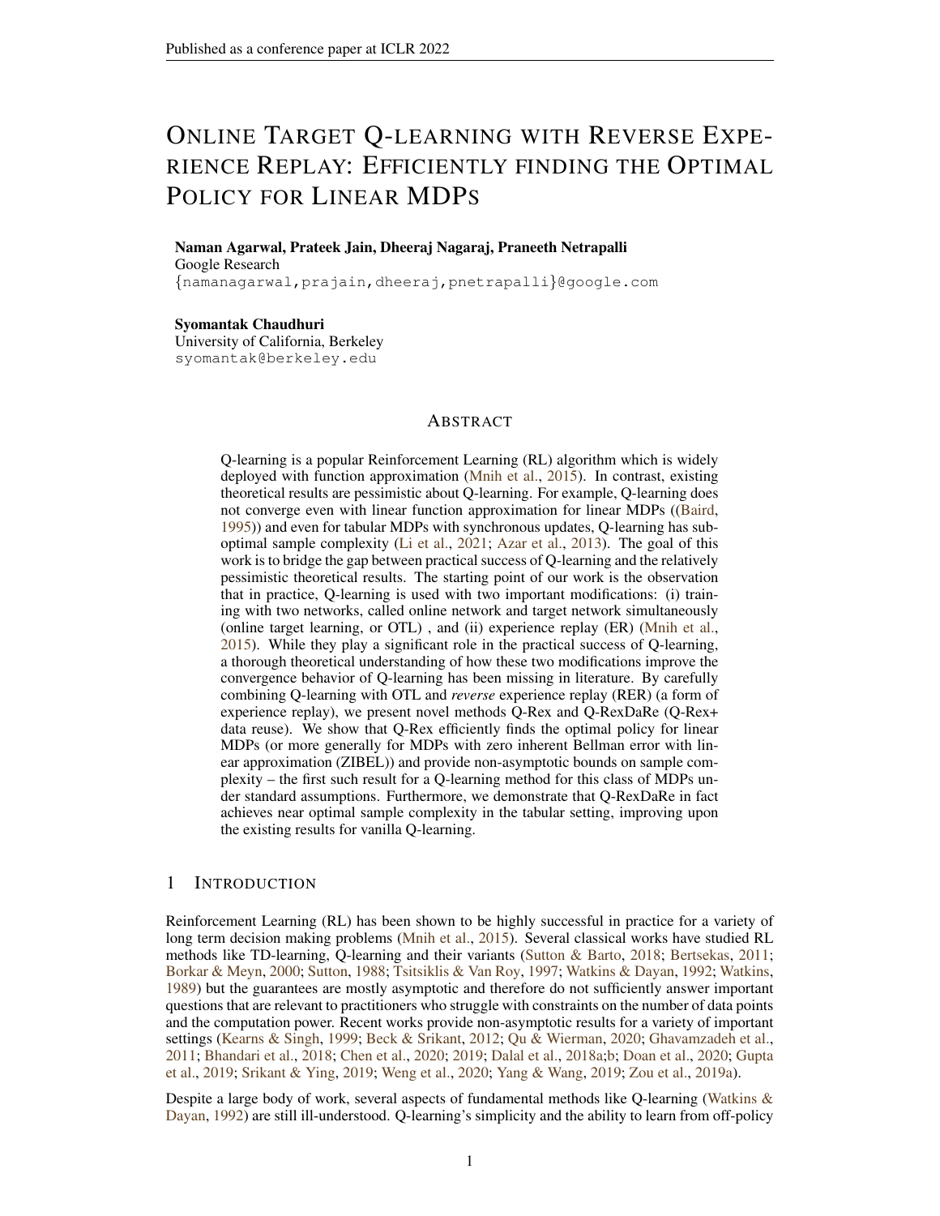# Online Target Q-learning with Reverse Experience Replay: Efficiently finding the Optimal Policy for Linear MDPs

**Naman Agarwal, Prateek Jain, Dheeraj Nagaraj, Praneeth Netrapalli**
Google Research
{namanagarwal,prajain,dheeraj,pnetrapalli}@google.com

**Syomantak Chaudhuri**
University of California, Berkeley
syomantak@berkeley.edu

## Abstract

Q-learning is a popular Reinforcement Learning (RL) algorithm which is widely deployed with function approximation (Mnih et al., 2015). In contrast, existing theoretical results are pessimistic about Q-learning. For example, Q-learning does not converge even with linear function approximation for linear MDPs ((Baird, 1995)) and even for tabular MDPs with synchronous updates, Q-learning has sub-optimal sample complexity (Li et al., 2021; Azar et al., 2013). The goal of this work is to bridge the gap between practical success of Q-learning and the relatively pessimistic theoretical results. The starting point of our work is the observation that in practice, Q-learning is used with two important modifications: (i) training with two networks, called online network and target network simultaneously (online target learning, or OTL) , and (ii) experience replay (ER) (Mnih et al., 2015). While they play a significant role in the practical success of Q-learning, a thorough theoretical understanding of how these two modifications improve the convergence behavior of Q-learning has been missing in literature. By carefully combining Q-learning with OTL and *reverse* experience replay (RER) (a form of experience replay), we present novel methods Q-Rex and Q-RexDaRe (Q-Rex+ data reuse). We show that Q-Rex efficiently finds the optimal policy for linear MDPs (or more generally for MDPs with zero inherent Bellman error with linear approximation (ZIBEL)) and provide non-asymptotic bounds on sample complexity – the first such result for a Q-learning method for this class of MDPs under standard assumptions. Furthermore, we demonstrate that Q-RexDaRe in fact achieves near optimal sample complexity in the tabular setting, improving upon the existing results for vanilla Q-learning.

## 1 Introduction

Reinforcement Learning (RL) has been shown to be highly successful in practice for a variety of long term decision making problems (Mnih et al., 2015). Several classical works have studied RL methods like TD-learning, Q-learning and their variants (Sutton & Barto, 2018; Bertsekas, 2011; Borkar & Meyn, 2000; Sutton, 1988; Tsitsiklis & Van Roy, 1997; Watkins & Dayan, 1992; Watkins, 1989) but the guarantees are mostly asymptotic and therefore do not sufficiently answer important questions that are relevant to practitioners who struggle with constraints on the number of data points and the computation power. Recent works provide non-asymptotic results for a variety of important settings (Kearns & Singh, 1999; Beck & Srikant, 2012; Qu & Wierman, 2020; Ghavamzadeh et al., 2011; Bhandari et al., 2018; Chen et al., 2020; 2019; Dalal et al., 2018a;b; Doan et al., 2020; Gupta et al., 2019; Srikant & Ying, 2019; Weng et al., 2020; Yang & Wang, 2019; Zou et al., 2019a).

Despite a large body of work, several aspects of fundamental methods like Q-learning (Watkins & Dayan, 1992) are still ill-understood. Q-learning's simplicity and the ability to learn from off-policy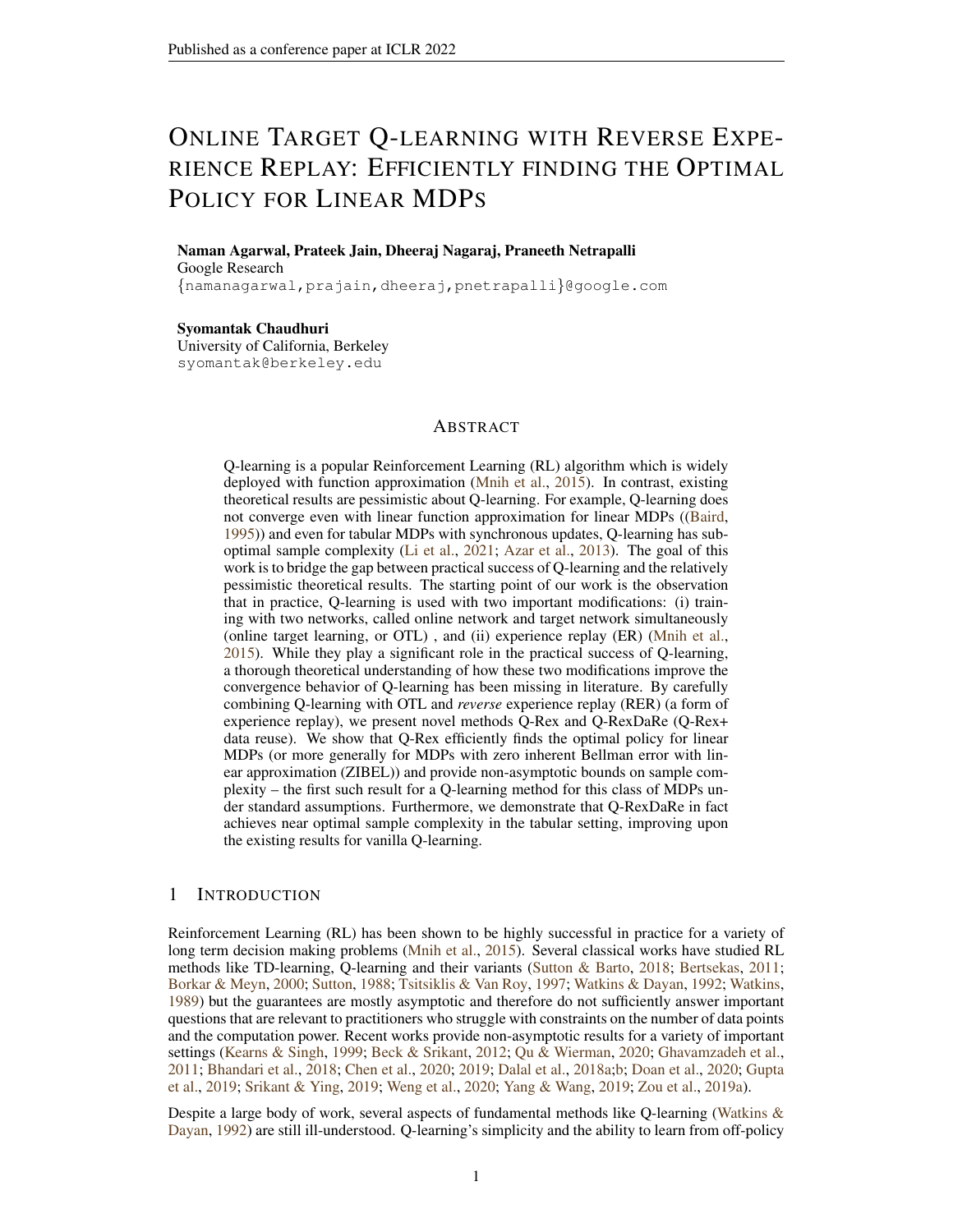Published as a conference paper at ICLR 2022

# Online Target Q-learning with Reverse Experience Replay: Efficiently finding the Optimal Policy for Linear MDPs

**Naman Agarwal, Prateek Jain, Dheeraj Nagaraj, Praneeth Netrapalli**
Google Research
{namanagarwal,prajain,dheeraj,pnetrapalli}@google.com

**Syomantak Chaudhuri**
University of California, Berkeley
syomantak@berkeley.edu

## Abstract

Q-learning is a popular Reinforcement Learning (RL) algorithm which is widely deployed with function approximation (Mnih et al., 2015). In contrast, existing theoretical results are pessimistic about Q-learning. For example, Q-learning does not converge even with linear function approximation for linear MDPs ((Baird, 1995)) and even for tabular MDPs with synchronous updates, Q-learning has sub-optimal sample complexity (Li et al., 2021; Azar et al., 2013). The goal of this work is to bridge the gap between practical success of Q-learning and the relatively pessimistic theoretical results. The starting point of our work is the observation that in practice, Q-learning is used with two important modifications: (i) training with two networks, called online network and target network simultaneously (online target learning, or OTL) , and (ii) experience replay (ER) (Mnih et al., 2015). While they play a significant role in the practical success of Q-learning, a thorough theoretical understanding of how these two modifications improve the convergence behavior of Q-learning has been missing in literature. By carefully combining Q-learning with OTL and *reverse* experience replay (RER) (a form of experience replay), we present novel methods Q-Rex and Q-RexDaRe (Q-Rex+ data reuse). We show that Q-Rex efficiently finds the optimal policy for linear MDPs (or more generally for MDPs with zero inherent Bellman error with linear approximation (ZIBEL)) and provide non-asymptotic bounds on sample complexity – the first such result for a Q-learning method for this class of MDPs under standard assumptions. Furthermore, we demonstrate that Q-RexDaRe in fact achieves near optimal sample complexity in the tabular setting, improving upon the existing results for vanilla Q-learning.

## 1 Introduction

Reinforcement Learning (RL) has been shown to be highly successful in practice for a variety of long term decision making problems (Mnih et al., 2015). Several classical works have studied RL methods like TD-learning, Q-learning and their variants (Sutton & Barto, 2018; Bertsekas, 2011; Borkar & Meyn, 2000; Sutton, 1988; Tsitsiklis & Van Roy, 1997; Watkins & Dayan, 1992; Watkins, 1989) but the guarantees are mostly asymptotic and therefore do not sufficiently answer important questions that are relevant to practitioners who struggle with constraints on the number of data points and the computation power. Recent works provide non-asymptotic results for a variety of important settings (Kearns & Singh, 1999; Beck & Srikant, 2012; Qu & Wierman, 2020; Ghavamzadeh et al., 2011; Bhandari et al., 2018; Chen et al., 2020; 2019; Dalal et al., 2018a;b; Doan et al., 2020; Gupta et al., 2019; Srikant & Ying, 2019; Weng et al., 2020; Yang & Wang, 2019; Zou et al., 2019a).

Despite a large body of work, several aspects of fundamental methods like Q-learning (Watkins & Dayan, 1992) are still ill-understood. Q-learning's simplicity and the ability to learn from off-policy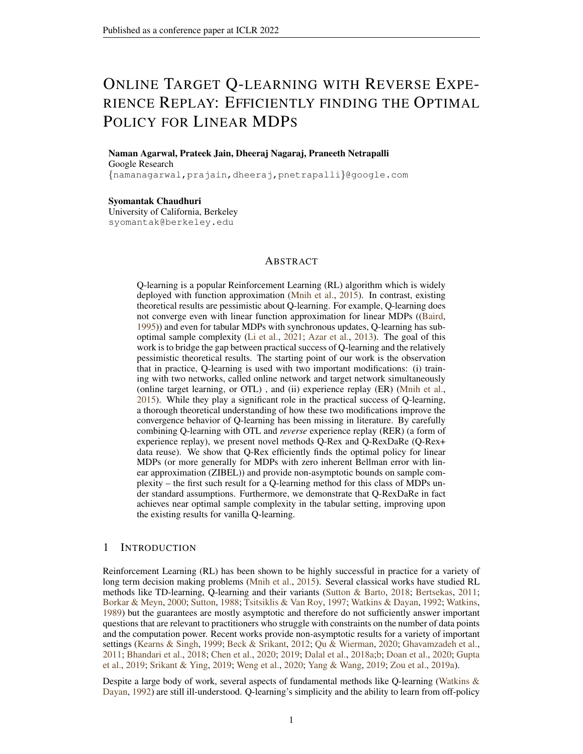# Online Target Q-learning with Reverse Experience Replay: Efficiently finding the Optimal Policy for Linear MDPs

**Naman Agarwal, Prateek Jain, Dheeraj Nagaraj, Praneeth Netrapalli**
Google Research
{namanagarwal,prajain,dheeraj,pnetrapalli}@google.com

**Syomantak Chaudhuri**
University of California, Berkeley
syomantak@berkeley.edu

## Abstract

Q-learning is a popular Reinforcement Learning (RL) algorithm which is widely deployed with function approximation (Mnih et al., 2015). In contrast, existing theoretical results are pessimistic about Q-learning. For example, Q-learning does not converge even with linear function approximation for linear MDPs ((Baird, 1995)) and even for tabular MDPs with synchronous updates, Q-learning has sub-optimal sample complexity (Li et al., 2021; Azar et al., 2013). The goal of this work is to bridge the gap between practical success of Q-learning and the relatively pessimistic theoretical results. The starting point of our work is the observation that in practice, Q-learning is used with two important modifications: (i) training with two networks, called online network and target network simultaneously (online target learning, or OTL) , and (ii) experience replay (ER) (Mnih et al., 2015). While they play a significant role in the practical success of Q-learning, a thorough theoretical understanding of how these two modifications improve the convergence behavior of Q-learning has been missing in literature. By carefully combining Q-learning with OTL and *reverse* experience replay (RER) (a form of experience replay), we present novel methods Q-Rex and Q-RexDaRe (Q-Rex+ data reuse). We show that Q-Rex efficiently finds the optimal policy for linear MDPs (or more generally for MDPs with zero inherent Bellman error with linear approximation (ZIBEL)) and provide non-asymptotic bounds on sample complexity – the first such result for a Q-learning method for this class of MDPs under standard assumptions. Furthermore, we demonstrate that Q-RexDaRe in fact achieves near optimal sample complexity in the tabular setting, improving upon the existing results for vanilla Q-learning.

## 1 Introduction

Reinforcement Learning (RL) has been shown to be highly successful in practice for a variety of long term decision making problems (Mnih et al., 2015). Several classical works have studied RL methods like TD-learning, Q-learning and their variants (Sutton & Barto, 2018; Bertsekas, 2011; Borkar & Meyn, 2000; Sutton, 1988; Tsitsiklis & Van Roy, 1997; Watkins & Dayan, 1992; Watkins, 1989) but the guarantees are mostly asymptotic and therefore do not sufficiently answer important questions that are relevant to practitioners who struggle with constraints on the number of data points and the computation power. Recent works provide non-asymptotic results for a variety of important settings (Kearns & Singh, 1999; Beck & Srikant, 2012; Qu & Wierman, 2020; Ghavamzadeh et al., 2011; Bhandari et al., 2018; Chen et al., 2020; 2019; Dalal et al., 2018a;b; Doan et al., 2020; Gupta et al., 2019; Srikant & Ying, 2019; Weng et al., 2020; Yang & Wang, 2019; Zou et al., 2019a).

Despite a large body of work, several aspects of fundamental methods like Q-learning (Watkins & Dayan, 1992) are still ill-understood. Q-learning's simplicity and the ability to learn from off-policy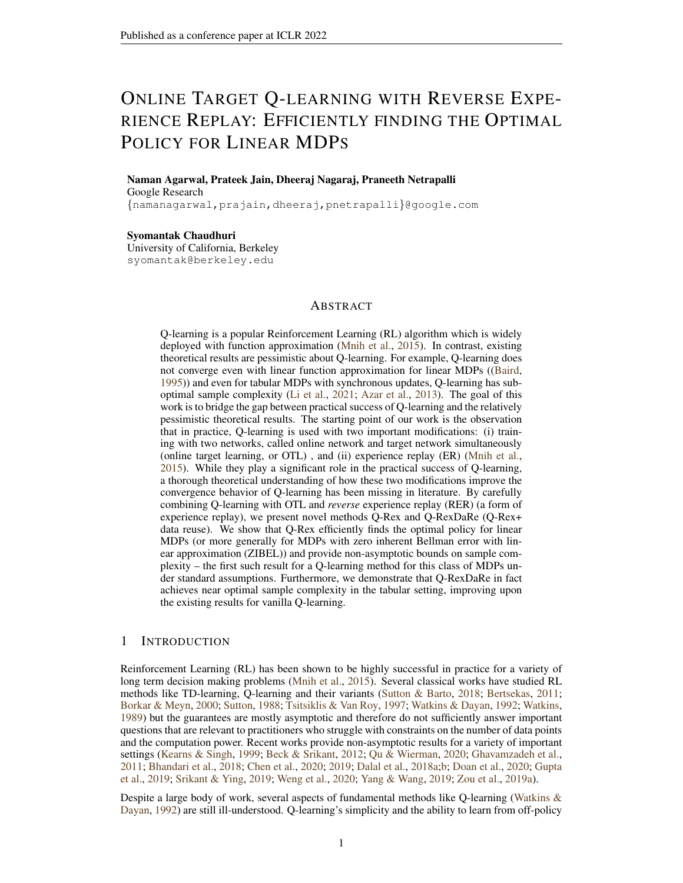# Online Target Q-learning with Reverse Experience Replay: Efficiently finding the Optimal Policy for Linear MDPs

**Naman Agarwal, Prateek Jain, Dheeraj Nagaraj, Praneeth Netrapalli**
Google Research
{namanagarwal,prajain,dheeraj,pnetrapalli}@google.com

**Syomantak Chaudhuri**
University of California, Berkeley
syomantak@berkeley.edu

## Abstract

Q-learning is a popular Reinforcement Learning (RL) algorithm which is widely deployed with function approximation (Mnih et al., 2015). In contrast, existing theoretical results are pessimistic about Q-learning. For example, Q-learning does not converge even with linear function approximation for linear MDPs ((Baird, 1995)) and even for tabular MDPs with synchronous updates, Q-learning has sub-optimal sample complexity (Li et al., 2021; Azar et al., 2013). The goal of this work is to bridge the gap between practical success of Q-learning and the relatively pessimistic theoretical results. The starting point of our work is the observation that in practice, Q-learning is used with two important modifications: (i) training with two networks, called online network and target network simultaneously (online target learning, or OTL) , and (ii) experience replay (ER) (Mnih et al., 2015). While they play a significant role in the practical success of Q-learning, a thorough theoretical understanding of how these two modifications improve the convergence behavior of Q-learning has been missing in literature. By carefully combining Q-learning with OTL and *reverse* experience replay (RER) (a form of experience replay), we present novel methods Q-Rex and Q-RexDaRe (Q-Rex+ data reuse). We show that Q-Rex efficiently finds the optimal policy for linear MDPs (or more generally for MDPs with zero inherent Bellman error with linear approximation (ZIBEL)) and provide non-asymptotic bounds on sample complexity – the first such result for a Q-learning method for this class of MDPs under standard assumptions. Furthermore, we demonstrate that Q-RexDaRe in fact achieves near optimal sample complexity in the tabular setting, improving upon the existing results for vanilla Q-learning.

## 1 Introduction

Reinforcement Learning (RL) has been shown to be highly successful in practice for a variety of long term decision making problems (Mnih et al., 2015). Several classical works have studied RL methods like TD-learning, Q-learning and their variants (Sutton & Barto, 2018; Bertsekas, 2011; Borkar & Meyn, 2000; Sutton, 1988; Tsitsiklis & Van Roy, 1997; Watkins & Dayan, 1992; Watkins, 1989) but the guarantees are mostly asymptotic and therefore do not sufficiently answer important questions that are relevant to practitioners who struggle with constraints on the number of data points and the computation power. Recent works provide non-asymptotic results for a variety of important settings (Kearns & Singh, 1999; Beck & Srikant, 2012; Qu & Wierman, 2020; Ghavamzadeh et al., 2011; Bhandari et al., 2018; Chen et al., 2020; 2019; Dalal et al., 2018a;b; Doan et al., 2020; Gupta et al., 2019; Srikant & Ying, 2019; Weng et al., 2020; Yang & Wang, 2019; Zou et al., 2019a).

Despite a large body of work, several aspects of fundamental methods like Q-learning (Watkins & Dayan, 1992) are still ill-understood. Q-learning's simplicity and the ability to learn from off-policy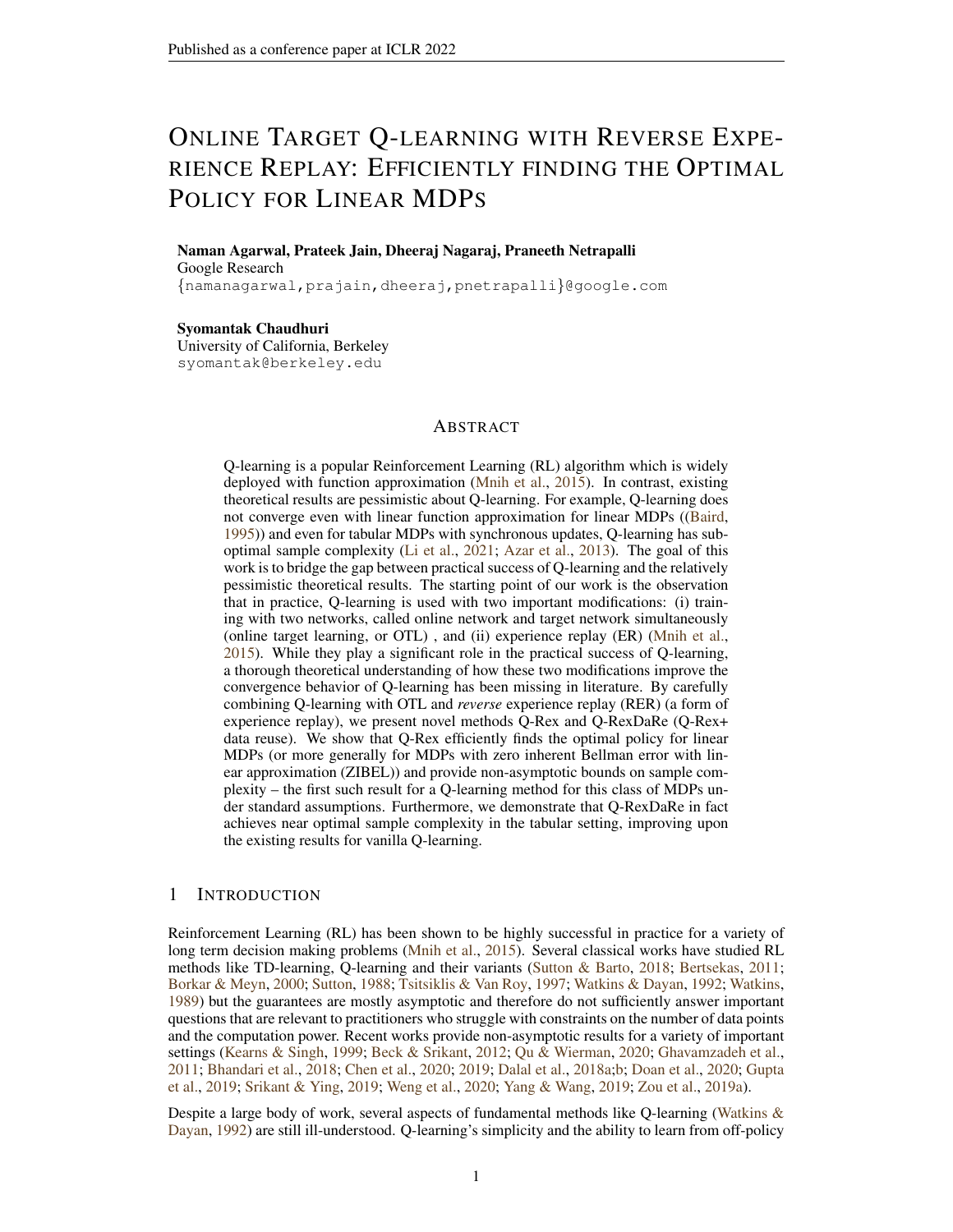# Online Target Q-learning with Reverse Experience Replay: Efficiently finding the Optimal Policy for Linear MDPs

**Naman Agarwal, Prateek Jain, Dheeraj Nagaraj, Praneeth Netrapalli**
Google Research
{namanagarwal,prajain,dheeraj,pnetrapalli}@google.com

**Syomantak Chaudhuri**
University of California, Berkeley
syomantak@berkeley.edu

## Abstract

Q-learning is a popular Reinforcement Learning (RL) algorithm which is widely deployed with function approximation (Mnih et al., 2015). In contrast, existing theoretical results are pessimistic about Q-learning. For example, Q-learning does not converge even with linear function approximation for linear MDPs ((Baird, 1995)) and even for tabular MDPs with synchronous updates, Q-learning has sub-optimal sample complexity (Li et al., 2021; Azar et al., 2013). The goal of this work is to bridge the gap between practical success of Q-learning and the relatively pessimistic theoretical results. The starting point of our work is the observation that in practice, Q-learning is used with two important modifications: (i) training with two networks, called online network and target network simultaneously (online target learning, or OTL) , and (ii) experience replay (ER) (Mnih et al., 2015). While they play a significant role in the practical success of Q-learning, a thorough theoretical understanding of how these two modifications improve the convergence behavior of Q-learning has been missing in literature. By carefully combining Q-learning with OTL and *reverse* experience replay (RER) (a form of experience replay), we present novel methods Q-Rex and Q-RexDaRe (Q-Rex+ data reuse). We show that Q-Rex efficiently finds the optimal policy for linear MDPs (or more generally for MDPs with zero inherent Bellman error with linear approximation (ZIBEL)) and provide non-asymptotic bounds on sample complexity – the first such result for a Q-learning method for this class of MDPs under standard assumptions. Furthermore, we demonstrate that Q-RexDaRe in fact achieves near optimal sample complexity in the tabular setting, improving upon the existing results for vanilla Q-learning.

## 1 Introduction

Reinforcement Learning (RL) has been shown to be highly successful in practice for a variety of long term decision making problems (Mnih et al., 2015). Several classical works have studied RL methods like TD-learning, Q-learning and their variants (Sutton & Barto, 2018; Bertsekas, 2011; Borkar & Meyn, 2000; Sutton, 1988; Tsitsiklis & Van Roy, 1997; Watkins & Dayan, 1992; Watkins, 1989) but the guarantees are mostly asymptotic and therefore do not sufficiently answer important questions that are relevant to practitioners who struggle with constraints on the number of data points and the computation power. Recent works provide non-asymptotic results for a variety of important settings (Kearns & Singh, 1999; Beck & Srikant, 2012; Qu & Wierman, 2020; Ghavamzadeh et al., 2011; Bhandari et al., 2018; Chen et al., 2020; 2019; Dalal et al., 2018a;b; Doan et al., 2020; Gupta et al., 2019; Srikant & Ying, 2019; Weng et al., 2020; Yang & Wang, 2019; Zou et al., 2019a).

Despite a large body of work, several aspects of fundamental methods like Q-learning (Watkins & Dayan, 1992) are still ill-understood. Q-learning's simplicity and the ability to learn from off-policy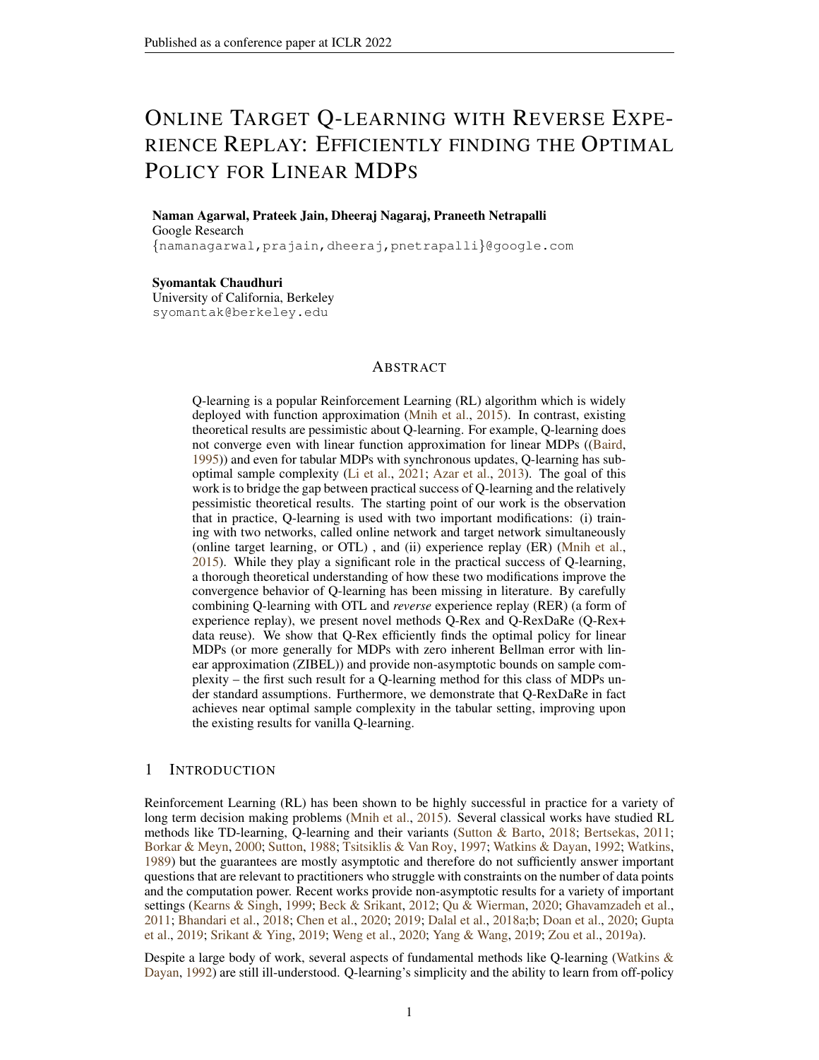# Online Target Q-learning with Reverse Experience Replay: Efficiently finding the Optimal Policy for Linear MDPs

**Naman Agarwal, Prateek Jain, Dheeraj Nagaraj, Praneeth Netrapalli**
Google Research
{namanagarwal,prajain,dheeraj,pnetrapalli}@google.com

**Syomantak Chaudhuri**
University of California, Berkeley
syomantak@berkeley.edu

## Abstract

Q-learning is a popular Reinforcement Learning (RL) algorithm which is widely deployed with function approximation (Mnih et al., 2015). In contrast, existing theoretical results are pessimistic about Q-learning. For example, Q-learning does not converge even with linear function approximation for linear MDPs ((Baird, 1995)) and even for tabular MDPs with synchronous updates, Q-learning has sub-optimal sample complexity (Li et al., 2021; Azar et al., 2013). The goal of this work is to bridge the gap between practical success of Q-learning and the relatively pessimistic theoretical results. The starting point of our work is the observation that in practice, Q-learning is used with two important modifications: (i) training with two networks, called online network and target network simultaneously (online target learning, or OTL) , and (ii) experience replay (ER) (Mnih et al., 2015). While they play a significant role in the practical success of Q-learning, a thorough theoretical understanding of how these two modifications improve the convergence behavior of Q-learning has been missing in literature. By carefully combining Q-learning with OTL and *reverse* experience replay (RER) (a form of experience replay), we present novel methods Q-Rex and Q-RexDaRe (Q-Rex+ data reuse). We show that Q-Rex efficiently finds the optimal policy for linear MDPs (or more generally for MDPs with zero inherent Bellman error with linear approximation (ZIBEL)) and provide non-asymptotic bounds on sample complexity – the first such result for a Q-learning method for this class of MDPs under standard assumptions. Furthermore, we demonstrate that Q-RexDaRe in fact achieves near optimal sample complexity in the tabular setting, improving upon the existing results for vanilla Q-learning.

## 1 Introduction

Reinforcement Learning (RL) has been shown to be highly successful in practice for a variety of long term decision making problems (Mnih et al., 2015). Several classical works have studied RL methods like TD-learning, Q-learning and their variants (Sutton & Barto, 2018; Bertsekas, 2011; Borkar & Meyn, 2000; Sutton, 1988; Tsitsiklis & Van Roy, 1997; Watkins & Dayan, 1992; Watkins, 1989) but the guarantees are mostly asymptotic and therefore do not sufficiently answer important questions that are relevant to practitioners who struggle with constraints on the number of data points and the computation power. Recent works provide non-asymptotic results for a variety of important settings (Kearns & Singh, 1999; Beck & Srikant, 2012; Qu & Wierman, 2020; Ghavamzadeh et al., 2011; Bhandari et al., 2018; Chen et al., 2020; 2019; Dalal et al., 2018a;b; Doan et al., 2020; Gupta et al., 2019; Srikant & Ying, 2019; Weng et al., 2020; Yang & Wang, 2019; Zou et al., 2019a).

Despite a large body of work, several aspects of fundamental methods like Q-learning (Watkins & Dayan, 1992) are still ill-understood. Q-learning's simplicity and the ability to learn from off-policy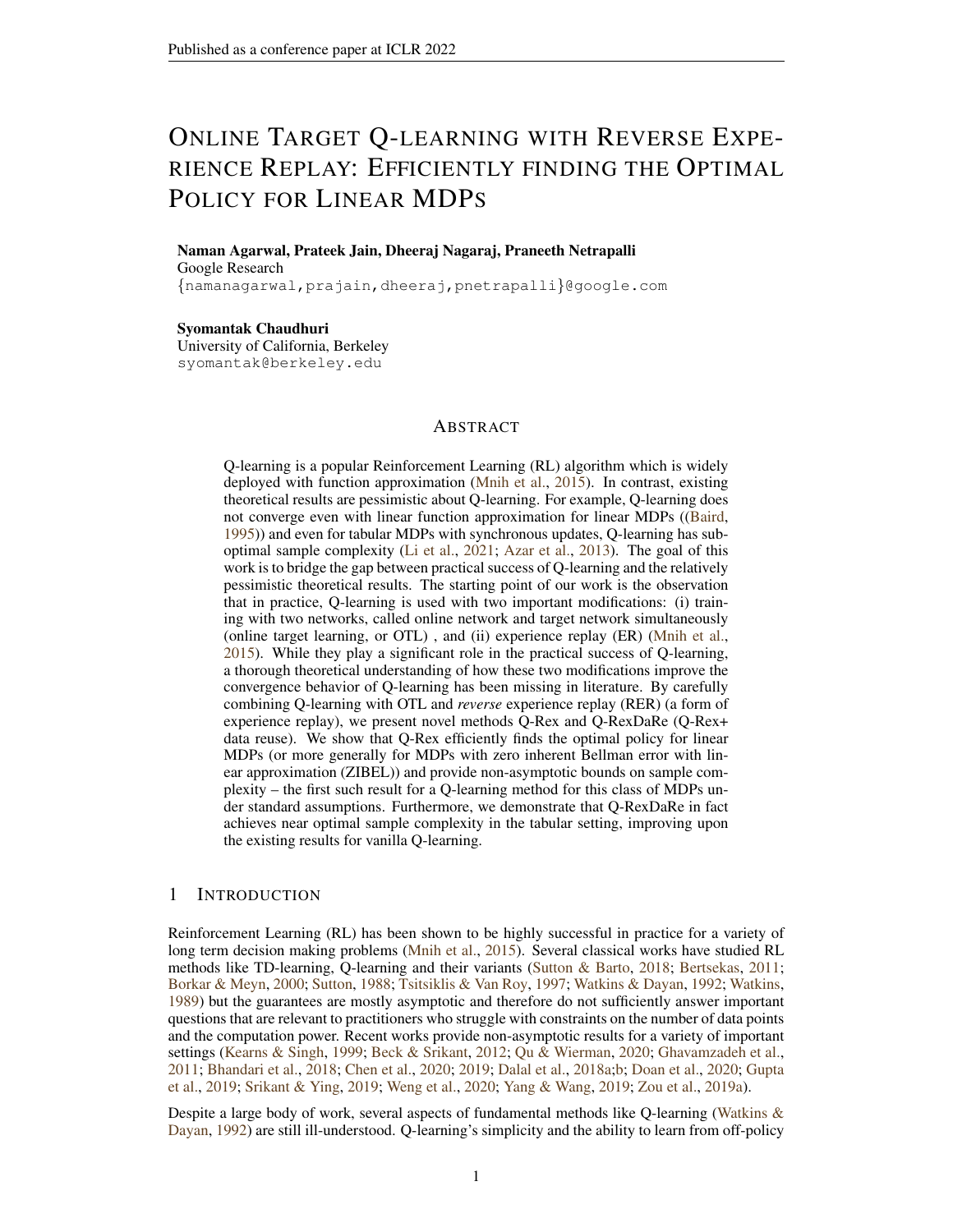# Online Target Q-learning with Reverse Experience Replay: Efficiently finding the Optimal Policy for Linear MDPs

**Naman Agarwal, Prateek Jain, Dheeraj Nagaraj, Praneeth Netrapalli**
Google Research
{namanagarwal,prajain,dheeraj,pnetrapalli}@google.com

**Syomantak Chaudhuri**
University of California, Berkeley
syomantak@berkeley.edu

## Abstract

Q-learning is a popular Reinforcement Learning (RL) algorithm which is widely deployed with function approximation (Mnih et al., 2015). In contrast, existing theoretical results are pessimistic about Q-learning. For example, Q-learning does not converge even with linear function approximation for linear MDPs ((Baird, 1995)) and even for tabular MDPs with synchronous updates, Q-learning has sub-optimal sample complexity (Li et al., 2021; Azar et al., 2013). The goal of this work is to bridge the gap between practical success of Q-learning and the relatively pessimistic theoretical results. The starting point of our work is the observation that in practice, Q-learning is used with two important modifications: (i) training with two networks, called online network and target network simultaneously (online target learning, or OTL) , and (ii) experience replay (ER) (Mnih et al., 2015). While they play a significant role in the practical success of Q-learning, a thorough theoretical understanding of how these two modifications improve the convergence behavior of Q-learning has been missing in literature. By carefully combining Q-learning with OTL and *reverse* experience replay (RER) (a form of experience replay), we present novel methods Q-Rex and Q-RexDaRe (Q-Rex+ data reuse). We show that Q-Rex efficiently finds the optimal policy for linear MDPs (or more generally for MDPs with zero inherent Bellman error with linear approximation (ZIBEL)) and provide non-asymptotic bounds on sample complexity – the first such result for a Q-learning method for this class of MDPs under standard assumptions. Furthermore, we demonstrate that Q-RexDaRe in fact achieves near optimal sample complexity in the tabular setting, improving upon the existing results for vanilla Q-learning.

## 1 Introduction

Reinforcement Learning (RL) has been shown to be highly successful in practice for a variety of long term decision making problems (Mnih et al., 2015). Several classical works have studied RL methods like TD-learning, Q-learning and their variants (Sutton & Barto, 2018; Bertsekas, 2011; Borkar & Meyn, 2000; Sutton, 1988; Tsitsiklis & Van Roy, 1997; Watkins & Dayan, 1992; Watkins, 1989) but the guarantees are mostly asymptotic and therefore do not sufficiently answer important questions that are relevant to practitioners who struggle with constraints on the number of data points and the computation power. Recent works provide non-asymptotic results for a variety of important settings (Kearns & Singh, 1999; Beck & Srikant, 2012; Qu & Wierman, 2020; Ghavamzadeh et al., 2011; Bhandari et al., 2018; Chen et al., 2020; 2019; Dalal et al., 2018a;b; Doan et al., 2020; Gupta et al., 2019; Srikant & Ying, 2019; Weng et al., 2020; Yang & Wang, 2019; Zou et al., 2019a).

Despite a large body of work, several aspects of fundamental methods like Q-learning (Watkins & Dayan, 1992) are still ill-understood. Q-learning's simplicity and the ability to learn from off-policy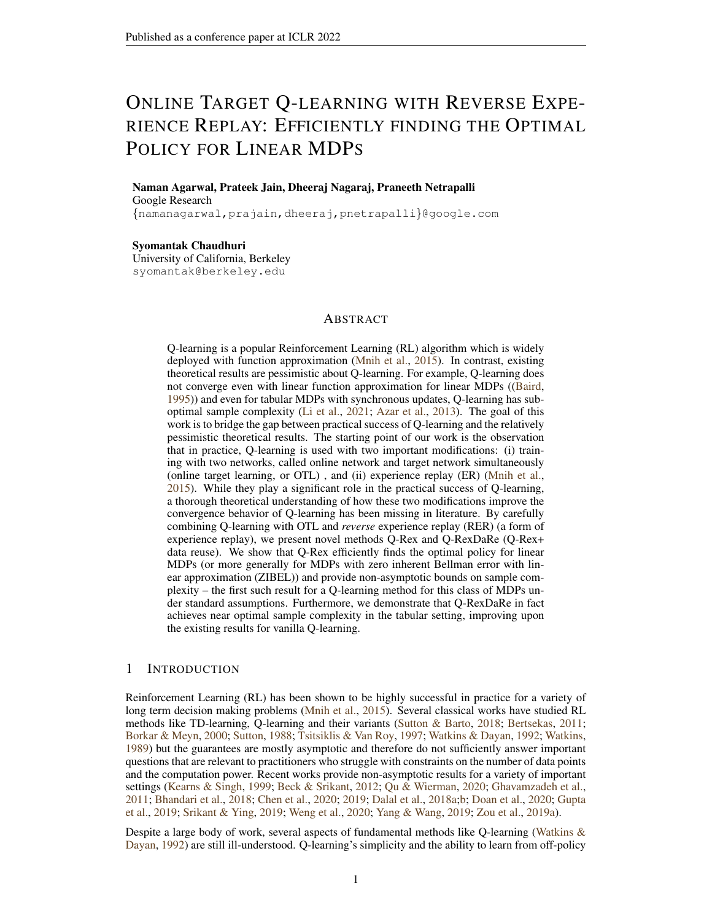# Online Target Q-learning with Reverse Experience Replay: Efficiently finding the Optimal Policy for Linear MDPs

**Naman Agarwal, Prateek Jain, Dheeraj Nagaraj, Praneeth Netrapalli**
Google Research
{namanagarwal,prajain,dheeraj,pnetrapalli}@google.com

**Syomantak Chaudhuri**
University of California, Berkeley
syomantak@berkeley.edu

## Abstract

Q-learning is a popular Reinforcement Learning (RL) algorithm which is widely deployed with function approximation (Mnih et al., 2015). In contrast, existing theoretical results are pessimistic about Q-learning. For example, Q-learning does not converge even with linear function approximation for linear MDPs ((Baird, 1995)) and even for tabular MDPs with synchronous updates, Q-learning has sub-optimal sample complexity (Li et al., 2021; Azar et al., 2013). The goal of this work is to bridge the gap between practical success of Q-learning and the relatively pessimistic theoretical results. The starting point of our work is the observation that in practice, Q-learning is used with two important modifications: (i) training with two networks, called online network and target network simultaneously (online target learning, or OTL) , and (ii) experience replay (ER) (Mnih et al., 2015). While they play a significant role in the practical success of Q-learning, a thorough theoretical understanding of how these two modifications improve the convergence behavior of Q-learning has been missing in literature. By carefully combining Q-learning with OTL and *reverse* experience replay (RER) (a form of experience replay), we present novel methods Q-Rex and Q-RexDaRe (Q-Rex+ data reuse). We show that Q-Rex efficiently finds the optimal policy for linear MDPs (or more generally for MDPs with zero inherent Bellman error with linear approximation (ZIBEL)) and provide non-asymptotic bounds on sample complexity – the first such result for a Q-learning method for this class of MDPs under standard assumptions. Furthermore, we demonstrate that Q-RexDaRe in fact achieves near optimal sample complexity in the tabular setting, improving upon the existing results for vanilla Q-learning.

## 1 Introduction

Reinforcement Learning (RL) has been shown to be highly successful in practice for a variety of long term decision making problems (Mnih et al., 2015). Several classical works have studied RL methods like TD-learning, Q-learning and their variants (Sutton & Barto, 2018; Bertsekas, 2011; Borkar & Meyn, 2000; Sutton, 1988; Tsitsiklis & Van Roy, 1997; Watkins & Dayan, 1992; Watkins, 1989) but the guarantees are mostly asymptotic and therefore do not sufficiently answer important questions that are relevant to practitioners who struggle with constraints on the number of data points and the computation power. Recent works provide non-asymptotic results for a variety of important settings (Kearns & Singh, 1999; Beck & Srikant, 2012; Qu & Wierman, 2020; Ghavamzadeh et al., 2011; Bhandari et al., 2018; Chen et al., 2020; 2019; Dalal et al., 2018a;b; Doan et al., 2020; Gupta et al., 2019; Srikant & Ying, 2019; Weng et al., 2020; Yang & Wang, 2019; Zou et al., 2019a).

Despite a large body of work, several aspects of fundamental methods like Q-learning (Watkins & Dayan, 1992) are still ill-understood. Q-learning's simplicity and the ability to learn from off-policy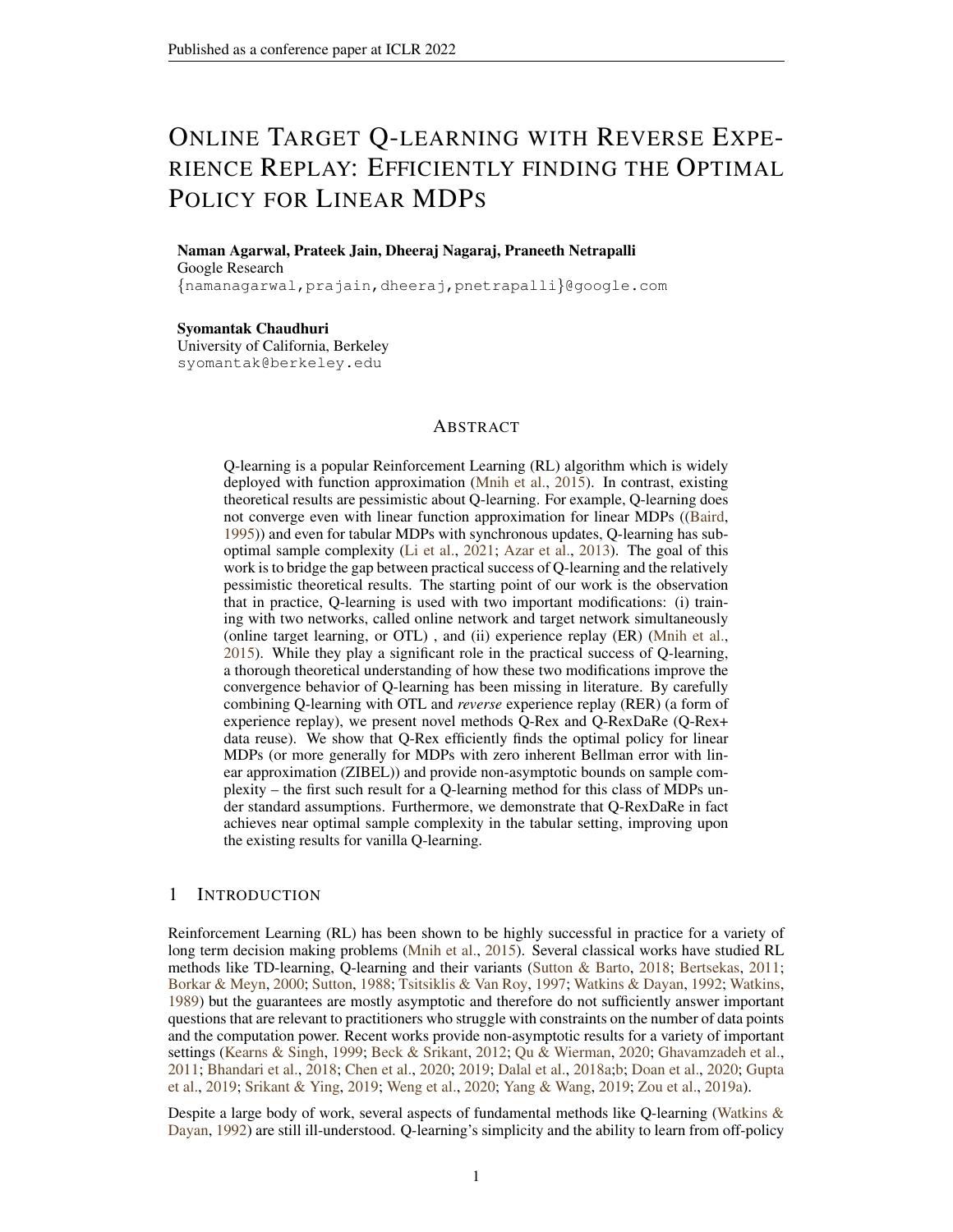# Online Target Q-learning with Reverse Experience Replay: Efficiently finding the Optimal Policy for Linear MDPs

**Naman Agarwal, Prateek Jain, Dheeraj Nagaraj, Praneeth Netrapalli**
Google Research
{namanagarwal,prajain,dheeraj,pnetrapalli}@google.com

**Syomantak Chaudhuri**
University of California, Berkeley
syomantak@berkeley.edu

## Abstract

Q-learning is a popular Reinforcement Learning (RL) algorithm which is widely deployed with function approximation (Mnih et al., 2015). In contrast, existing theoretical results are pessimistic about Q-learning. For example, Q-learning does not converge even with linear function approximation for linear MDPs ((Baird, 1995)) and even for tabular MDPs with synchronous updates, Q-learning has sub-optimal sample complexity (Li et al., 2021; Azar et al., 2013). The goal of this work is to bridge the gap between practical success of Q-learning and the relatively pessimistic theoretical results. The starting point of our work is the observation that in practice, Q-learning is used with two important modifications: (i) training with two networks, called online network and target network simultaneously (online target learning, or OTL) , and (ii) experience replay (ER) (Mnih et al., 2015). While they play a significant role in the practical success of Q-learning, a thorough theoretical understanding of how these two modifications improve the convergence behavior of Q-learning has been missing in literature. By carefully combining Q-learning with OTL and *reverse* experience replay (RER) (a form of experience replay), we present novel methods Q-Rex and Q-RexDaRe (Q-Rex+ data reuse). We show that Q-Rex efficiently finds the optimal policy for linear MDPs (or more generally for MDPs with zero inherent Bellman error with linear approximation (ZIBEL)) and provide non-asymptotic bounds on sample complexity – the first such result for a Q-learning method for this class of MDPs under standard assumptions. Furthermore, we demonstrate that Q-RexDaRe in fact achieves near optimal sample complexity in the tabular setting, improving upon the existing results for vanilla Q-learning.

## 1 Introduction

Reinforcement Learning (RL) has been shown to be highly successful in practice for a variety of long term decision making problems (Mnih et al., 2015). Several classical works have studied RL methods like TD-learning, Q-learning and their variants (Sutton & Barto, 2018; Bertsekas, 2011; Borkar & Meyn, 2000; Sutton, 1988; Tsitsiklis & Van Roy, 1997; Watkins & Dayan, 1992; Watkins, 1989) but the guarantees are mostly asymptotic and therefore do not sufficiently answer important questions that are relevant to practitioners who struggle with constraints on the number of data points and the computation power. Recent works provide non-asymptotic results for a variety of important settings (Kearns & Singh, 1999; Beck & Srikant, 2012; Qu & Wierman, 2020; Ghavamzadeh et al., 2011; Bhandari et al., 2018; Chen et al., 2020; 2019; Dalal et al., 2018a;b; Doan et al., 2020; Gupta et al., 2019; Srikant & Ying, 2019; Weng et al., 2020; Yang & Wang, 2019; Zou et al., 2019a).

Despite a large body of work, several aspects of fundamental methods like Q-learning (Watkins & Dayan, 1992) are still ill-understood. Q-learning's simplicity and the ability to learn from off-policy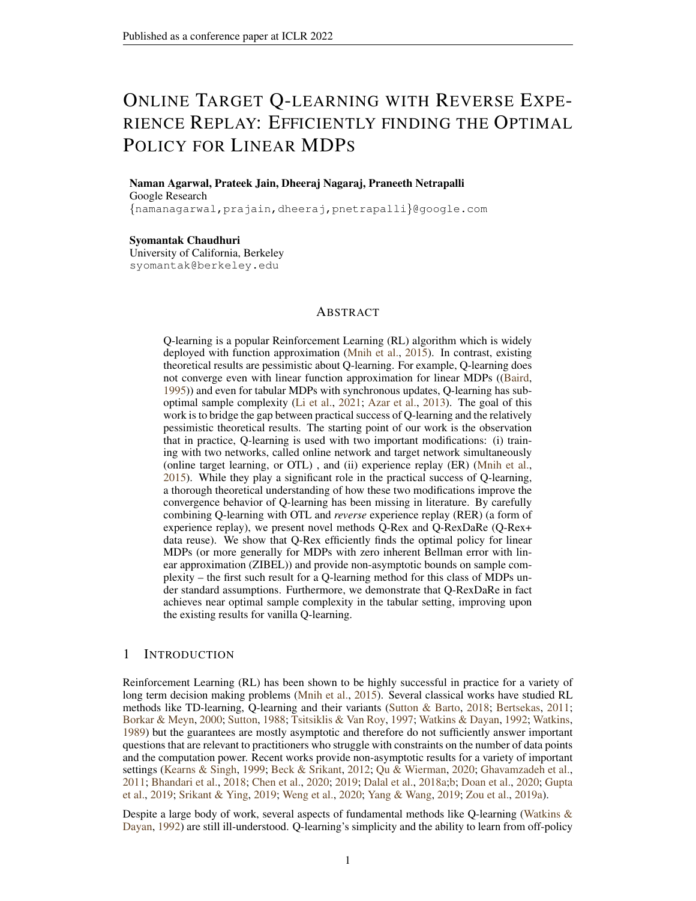# Online Target Q-learning with Reverse Experience Replay: Efficiently finding the Optimal Policy for Linear MDPs

**Naman Agarwal, Prateek Jain, Dheeraj Nagaraj, Praneeth Netrapalli**
Google Research
{namanagarwal,prajain,dheeraj,pnetrapalli}@google.com

**Syomantak Chaudhuri**
University of California, Berkeley
syomantak@berkeley.edu

## Abstract

Q-learning is a popular Reinforcement Learning (RL) algorithm which is widely deployed with function approximation (Mnih et al., 2015). In contrast, existing theoretical results are pessimistic about Q-learning. For example, Q-learning does not converge even with linear function approximation for linear MDPs ((Baird, 1995)) and even for tabular MDPs with synchronous updates, Q-learning has sub-optimal sample complexity (Li et al., 2021; Azar et al., 2013). The goal of this work is to bridge the gap between practical success of Q-learning and the relatively pessimistic theoretical results. The starting point of our work is the observation that in practice, Q-learning is used with two important modifications: (i) training with two networks, called online network and target network simultaneously (online target learning, or OTL) , and (ii) experience replay (ER) (Mnih et al., 2015). While they play a significant role in the practical success of Q-learning, a thorough theoretical understanding of how these two modifications improve the convergence behavior of Q-learning has been missing in literature. By carefully combining Q-learning with OTL and *reverse* experience replay (RER) (a form of experience replay), we present novel methods Q-Rex and Q-RexDaRe (Q-Rex+ data reuse). We show that Q-Rex efficiently finds the optimal policy for linear MDPs (or more generally for MDPs with zero inherent Bellman error with linear approximation (ZIBEL)) and provide non-asymptotic bounds on sample complexity – the first such result for a Q-learning method for this class of MDPs under standard assumptions. Furthermore, we demonstrate that Q-RexDaRe in fact achieves near optimal sample complexity in the tabular setting, improving upon the existing results for vanilla Q-learning.

## 1 Introduction

Reinforcement Learning (RL) has been shown to be highly successful in practice for a variety of long term decision making problems (Mnih et al., 2015). Several classical works have studied RL methods like TD-learning, Q-learning and their variants (Sutton & Barto, 2018; Bertsekas, 2011; Borkar & Meyn, 2000; Sutton, 1988; Tsitsiklis & Van Roy, 1997; Watkins & Dayan, 1992; Watkins, 1989) but the guarantees are mostly asymptotic and therefore do not sufficiently answer important questions that are relevant to practitioners who struggle with constraints on the number of data points and the computation power. Recent works provide non-asymptotic results for a variety of important settings (Kearns & Singh, 1999; Beck & Srikant, 2012; Qu & Wierman, 2020; Ghavamzadeh et al., 2011; Bhandari et al., 2018; Chen et al., 2020; 2019; Dalal et al., 2018a;b; Doan et al., 2020; Gupta et al., 2019; Srikant & Ying, 2019; Weng et al., 2020; Yang & Wang, 2019; Zou et al., 2019a).

Despite a large body of work, several aspects of fundamental methods like Q-learning (Watkins & Dayan, 1992) are still ill-understood. Q-learning's simplicity and the ability to learn from off-policy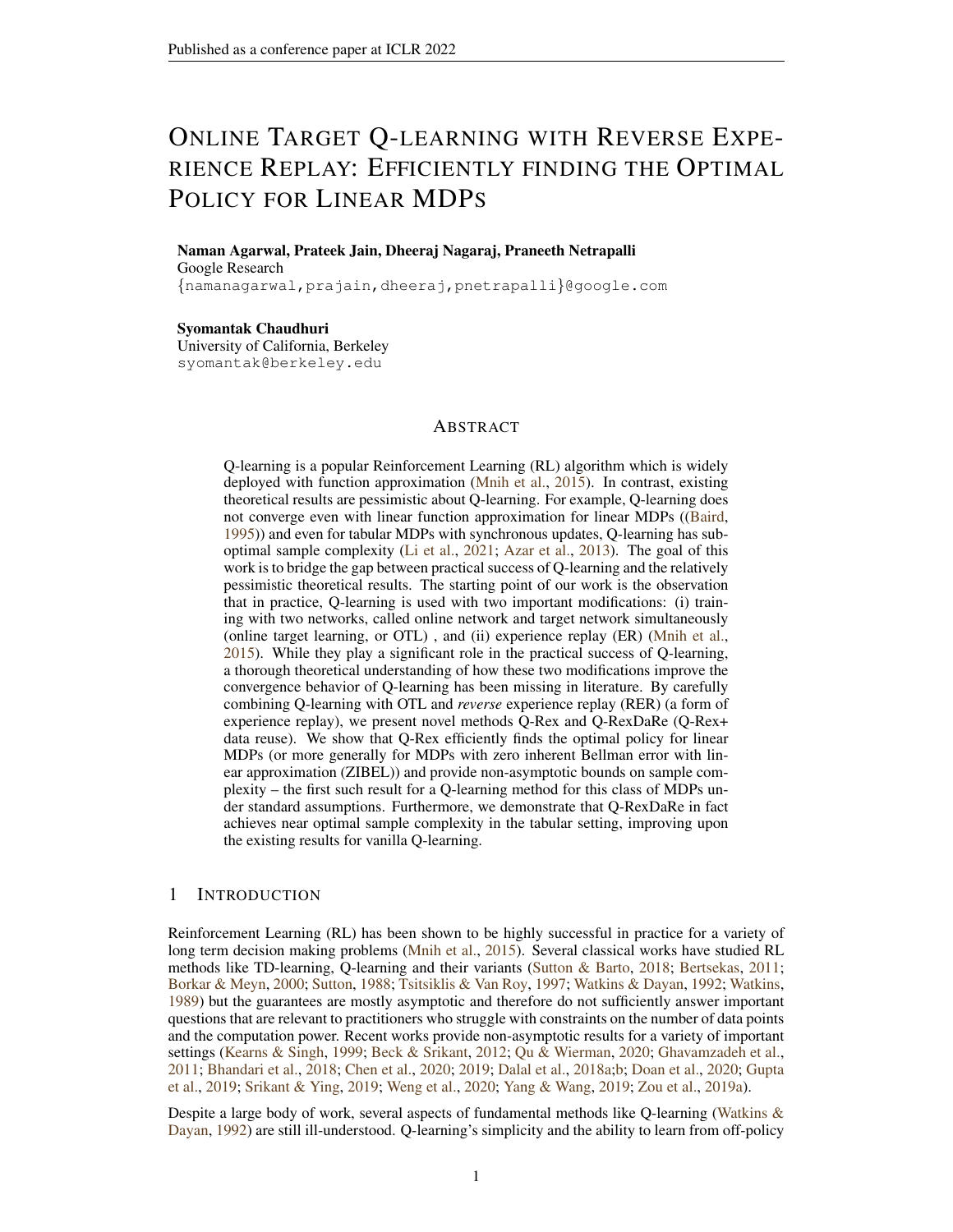# Online Target Q-learning with Reverse Experience Replay: Efficiently finding the Optimal Policy for Linear MDPs

**Naman Agarwal, Prateek Jain, Dheeraj Nagaraj, Praneeth Netrapalli**
Google Research
{namanagarwal,prajain,dheeraj,pnetrapalli}@google.com

**Syomantak Chaudhuri**
University of California, Berkeley
syomantak@berkeley.edu

## Abstract

Q-learning is a popular Reinforcement Learning (RL) algorithm which is widely deployed with function approximation (Mnih et al., 2015). In contrast, existing theoretical results are pessimistic about Q-learning. For example, Q-learning does not converge even with linear function approximation for linear MDPs ((Baird, 1995)) and even for tabular MDPs with synchronous updates, Q-learning has sub-optimal sample complexity (Li et al., 2021; Azar et al., 2013). The goal of this work is to bridge the gap between practical success of Q-learning and the relatively pessimistic theoretical results. The starting point of our work is the observation that in practice, Q-learning is used with two important modifications: (i) training with two networks, called online network and target network simultaneously (online target learning, or OTL) , and (ii) experience replay (ER) (Mnih et al., 2015). While they play a significant role in the practical success of Q-learning, a thorough theoretical understanding of how these two modifications improve the convergence behavior of Q-learning has been missing in literature. By carefully combining Q-learning with OTL and *reverse* experience replay (RER) (a form of experience replay), we present novel methods Q-Rex and Q-RexDaRe (Q-Rex+ data reuse). We show that Q-Rex efficiently finds the optimal policy for linear MDPs (or more generally for MDPs with zero inherent Bellman error with linear approximation (ZIBEL)) and provide non-asymptotic bounds on sample complexity – the first such result for a Q-learning method for this class of MDPs under standard assumptions. Furthermore, we demonstrate that Q-RexDaRe in fact achieves near optimal sample complexity in the tabular setting, improving upon the existing results for vanilla Q-learning.

## 1 Introduction

Reinforcement Learning (RL) has been shown to be highly successful in practice for a variety of long term decision making problems (Mnih et al., 2015). Several classical works have studied RL methods like TD-learning, Q-learning and their variants (Sutton & Barto, 2018; Bertsekas, 2011; Borkar & Meyn, 2000; Sutton, 1988; Tsitsiklis & Van Roy, 1997; Watkins & Dayan, 1992; Watkins, 1989) but the guarantees are mostly asymptotic and therefore do not sufficiently answer important questions that are relevant to practitioners who struggle with constraints on the number of data points and the computation power. Recent works provide non-asymptotic results for a variety of important settings (Kearns & Singh, 1999; Beck & Srikant, 2012; Qu & Wierman, 2020; Ghavamzadeh et al., 2011; Bhandari et al., 2018; Chen et al., 2020; 2019; Dalal et al., 2018a;b; Doan et al., 2020; Gupta et al., 2019; Srikant & Ying, 2019; Weng et al., 2020; Yang & Wang, 2019; Zou et al., 2019a).

Despite a large body of work, several aspects of fundamental methods like Q-learning (Watkins & Dayan, 1992) are still ill-understood. Q-learning's simplicity and the ability to learn from off-policy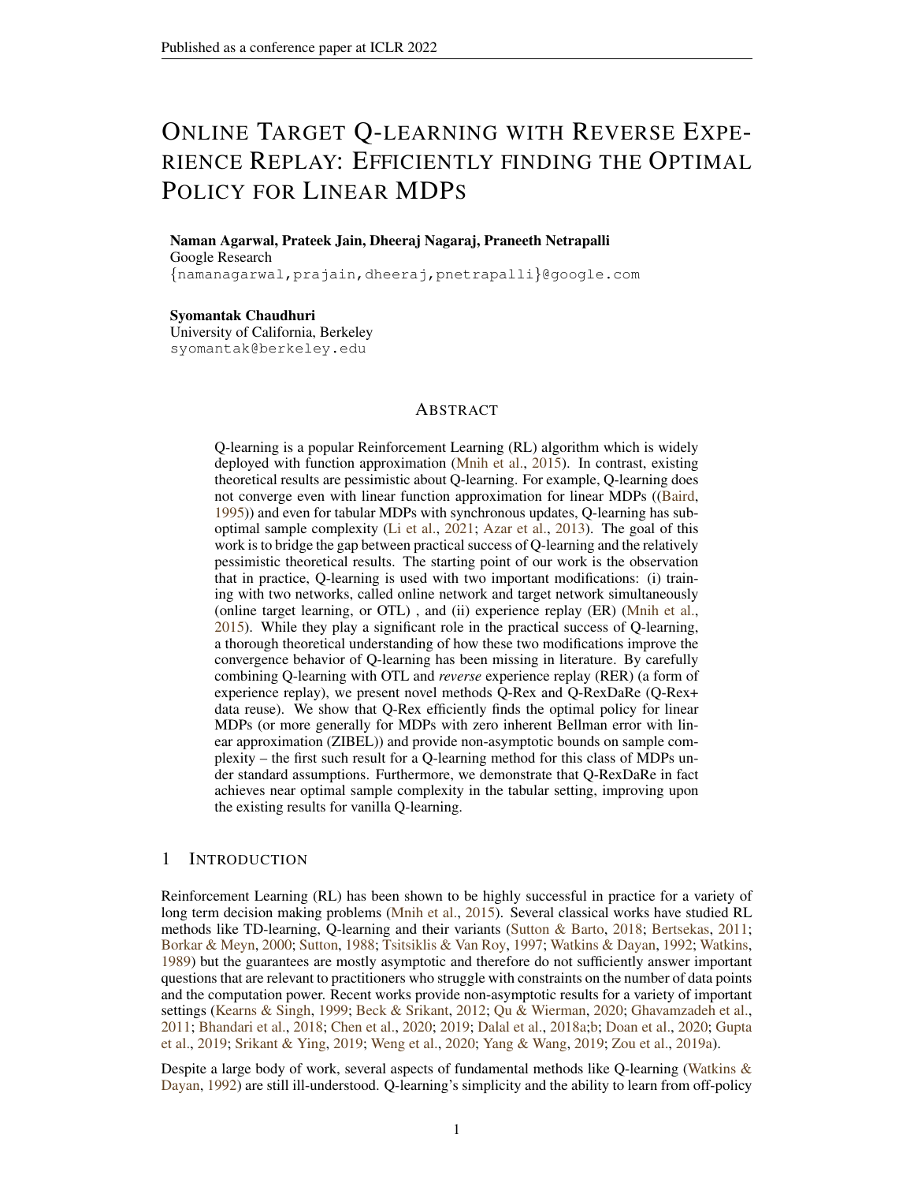# Online Target Q-learning with Reverse Experience Replay: Efficiently finding the Optimal Policy for Linear MDPs

**Naman Agarwal, Prateek Jain, Dheeraj Nagaraj, Praneeth Netrapalli**
Google Research
{namanagarwal,prajain,dheeraj,pnetrapalli}@google.com

**Syomantak Chaudhuri**
University of California, Berkeley
syomantak@berkeley.edu

## Abstract

Q-learning is a popular Reinforcement Learning (RL) algorithm which is widely deployed with function approximation (Mnih et al., 2015). In contrast, existing theoretical results are pessimistic about Q-learning. For example, Q-learning does not converge even with linear function approximation for linear MDPs ((Baird, 1995)) and even for tabular MDPs with synchronous updates, Q-learning has sub-optimal sample complexity (Li et al., 2021; Azar et al., 2013). The goal of this work is to bridge the gap between practical success of Q-learning and the relatively pessimistic theoretical results. The starting point of our work is the observation that in practice, Q-learning is used with two important modifications: (i) training with two networks, called online network and target network simultaneously (online target learning, or OTL) , and (ii) experience replay (ER) (Mnih et al., 2015). While they play a significant role in the practical success of Q-learning, a thorough theoretical understanding of how these two modifications improve the convergence behavior of Q-learning has been missing in literature. By carefully combining Q-learning with OTL and *reverse* experience replay (RER) (a form of experience replay), we present novel methods Q-Rex and Q-RexDaRe (Q-Rex+ data reuse). We show that Q-Rex efficiently finds the optimal policy for linear MDPs (or more generally for MDPs with zero inherent Bellman error with linear approximation (ZIBEL)) and provide non-asymptotic bounds on sample complexity – the first such result for a Q-learning method for this class of MDPs under standard assumptions. Furthermore, we demonstrate that Q-RexDaRe in fact achieves near optimal sample complexity in the tabular setting, improving upon the existing results for vanilla Q-learning.

## 1 Introduction

Reinforcement Learning (RL) has been shown to be highly successful in practice for a variety of long term decision making problems (Mnih et al., 2015). Several classical works have studied RL methods like TD-learning, Q-learning and their variants (Sutton & Barto, 2018; Bertsekas, 2011; Borkar & Meyn, 2000; Sutton, 1988; Tsitsiklis & Van Roy, 1997; Watkins & Dayan, 1992; Watkins, 1989) but the guarantees are mostly asymptotic and therefore do not sufficiently answer important questions that are relevant to practitioners who struggle with constraints on the number of data points and the computation power. Recent works provide non-asymptotic results for a variety of important settings (Kearns & Singh, 1999; Beck & Srikant, 2012; Qu & Wierman, 2020; Ghavamzadeh et al., 2011; Bhandari et al., 2018; Chen et al., 2020; 2019; Dalal et al., 2018a;b; Doan et al., 2020; Gupta et al., 2019; Srikant & Ying, 2019; Weng et al., 2020; Yang & Wang, 2019; Zou et al., 2019a).

Despite a large body of work, several aspects of fundamental methods like Q-learning (Watkins & Dayan, 1992) are still ill-understood. Q-learning's simplicity and the ability to learn from off-policy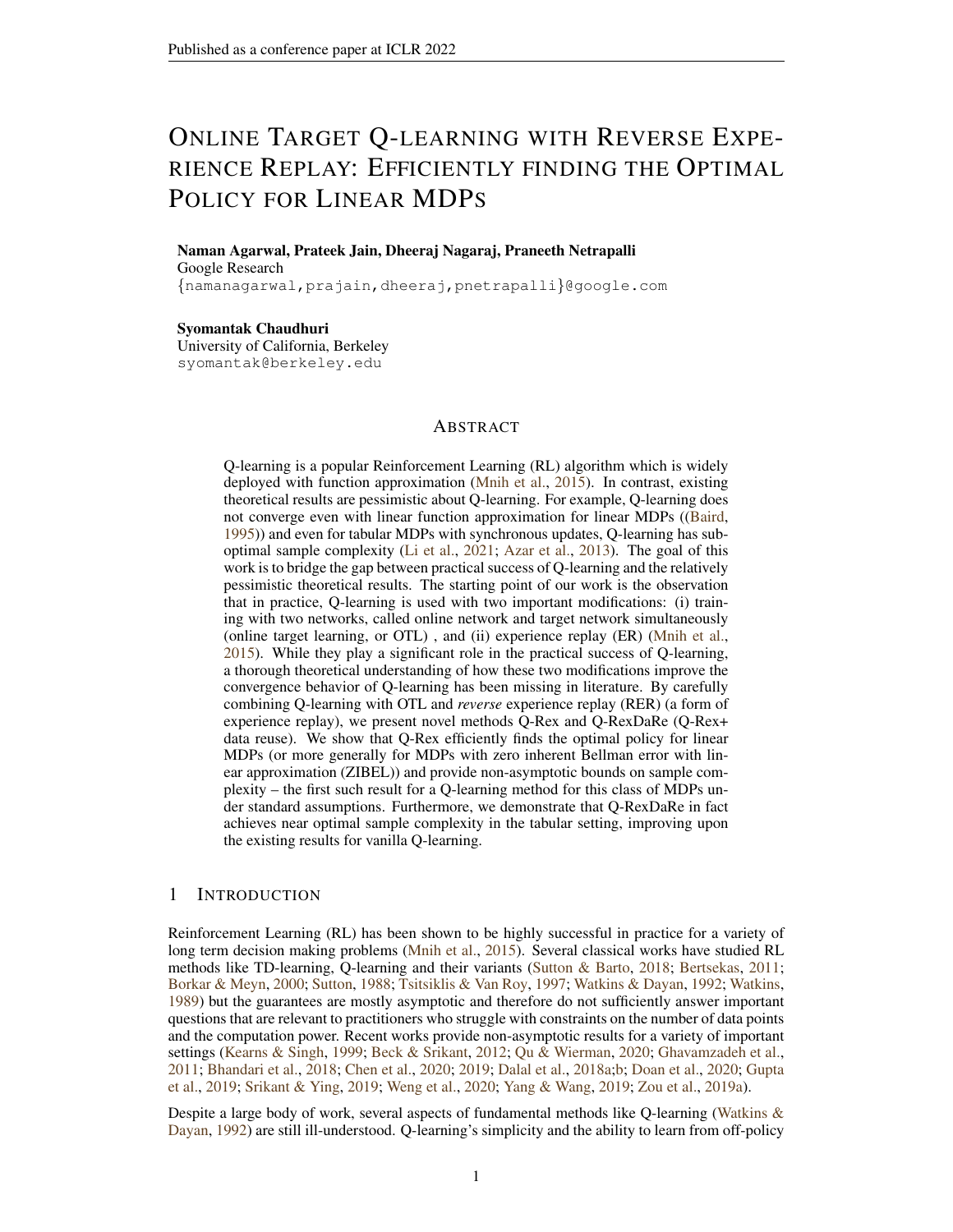# Online Target Q-learning with Reverse Experience Replay: Efficiently finding the Optimal Policy for Linear MDPs

**Naman Agarwal, Prateek Jain, Dheeraj Nagaraj, Praneeth Netrapalli**
Google Research
{namanagarwal,prajain,dheeraj,pnetrapalli}@google.com

**Syomantak Chaudhuri**
University of California, Berkeley
syomantak@berkeley.edu

## Abstract

Q-learning is a popular Reinforcement Learning (RL) algorithm which is widely deployed with function approximation (Mnih et al., 2015). In contrast, existing theoretical results are pessimistic about Q-learning. For example, Q-learning does not converge even with linear function approximation for linear MDPs ((Baird, 1995)) and even for tabular MDPs with synchronous updates, Q-learning has suboptimal sample complexity (Li et al., 2021; Azar et al., 2013). The goal of this work is to bridge the gap between practical success of Q-learning and the relatively pessimistic theoretical results. The starting point of our work is the observation that in practice, Q-learning is used with two important modifications: (i) training with two networks, called online network and target network simultaneously (online target learning, or OTL) , and (ii) experience replay (ER) (Mnih et al., 2015). While they play a significant role in the practical success of Q-learning, a thorough theoretical understanding of how these two modifications improve the convergence behavior of Q-learning has been missing in literature. By carefully combining Q-learning with OTL and *reverse* experience replay (RER) (a form of experience replay), we present novel methods Q-Rex and Q-RexDaRe (Q-Rex+ data reuse). We show that Q-Rex efficiently finds the optimal policy for linear MDPs (or more generally for MDPs with zero inherent Bellman error with linear approximation (ZIBEL)) and provide non-asymptotic bounds on sample complexity – the first such result for a Q-learning method for this class of MDPs under standard assumptions. Furthermore, we demonstrate that Q-RexDaRe in fact achieves near optimal sample complexity in the tabular setting, improving upon the existing results for vanilla Q-learning.

## 1 Introduction

Reinforcement Learning (RL) has been shown to be highly successful in practice for a variety of long term decision making problems (Mnih et al., 2015). Several classical works have studied RL methods like TD-learning, Q-learning and their variants (Sutton & Barto, 2018; Bertsekas, 2011; Borkar & Meyn, 2000; Sutton, 1988; Tsitsiklis & Van Roy, 1997; Watkins & Dayan, 1992; Watkins, 1989) but the guarantees are mostly asymptotic and therefore do not sufficiently answer important questions that are relevant to practitioners who struggle with constraints on the number of data points and the computation power. Recent works provide non-asymptotic results for a variety of important settings (Kearns & Singh, 1999; Beck & Srikant, 2012; Qu & Wierman, 2020; Ghavamzadeh et al., 2011; Bhandari et al., 2018; Chen et al., 2020; 2019; Dalal et al., 2018a;b; Doan et al., 2020; Gupta et al., 2019; Srikant & Ying, 2019; Weng et al., 2020; Yang & Wang, 2019; Zou et al., 2019a).

Despite a large body of work, several aspects of fundamental methods like Q-learning (Watkins & Dayan, 1992) are still ill-understood. Q-learning's simplicity and the ability to learn from off-policy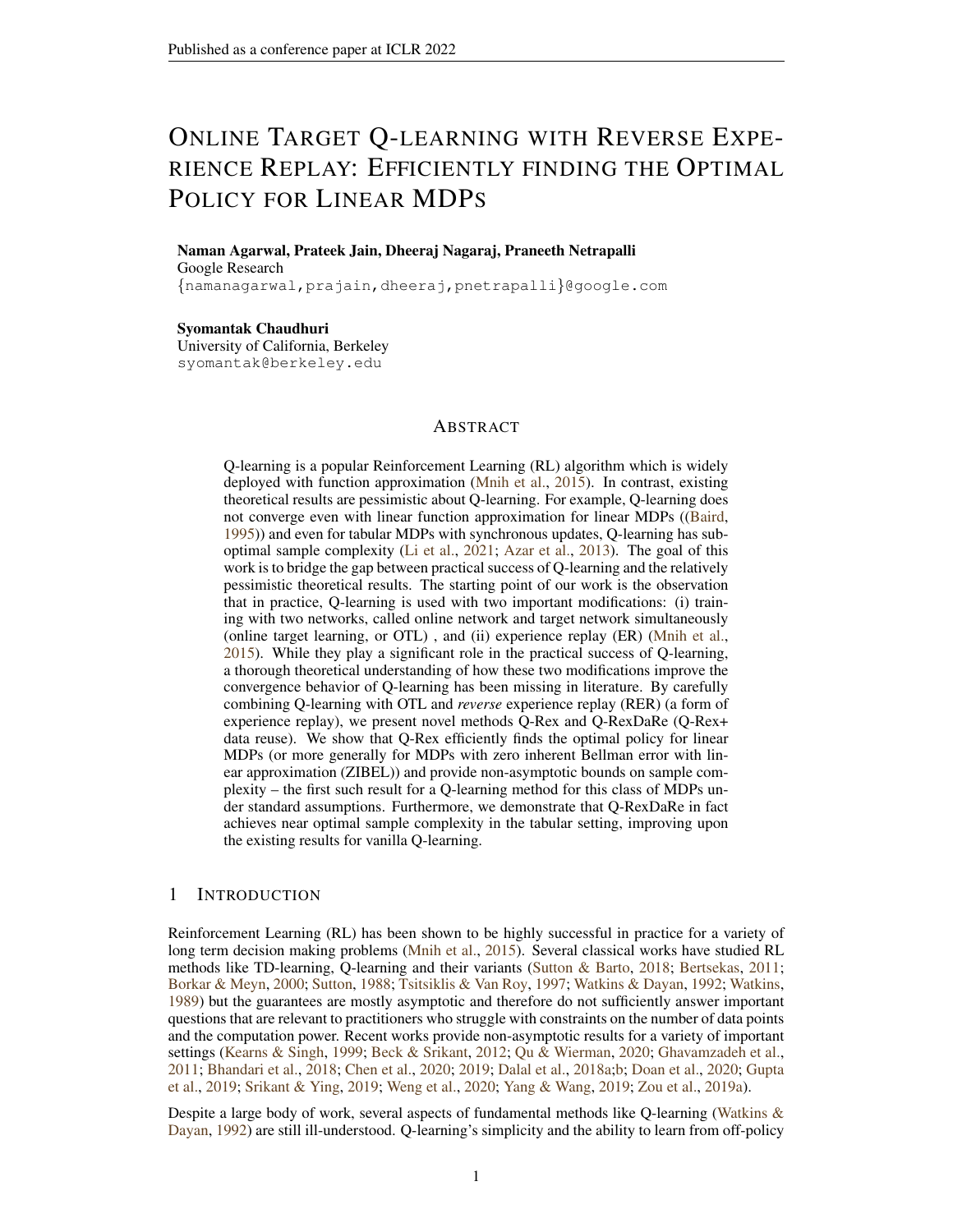# Online Target Q-learning with Reverse Experience Replay: Efficiently finding the Optimal Policy for Linear MDPs

**Naman Agarwal, Prateek Jain, Dheeraj Nagaraj, Praneeth Netrapalli**
Google Research
{namanagarwal,prajain,dheeraj,pnetrapalli}@google.com

**Syomantak Chaudhuri**
University of California, Berkeley
syomantak@berkeley.edu

## Abstract

Q-learning is a popular Reinforcement Learning (RL) algorithm which is widely deployed with function approximation (Mnih et al., 2015). In contrast, existing theoretical results are pessimistic about Q-learning. For example, Q-learning does not converge even with linear function approximation for linear MDPs ((Baird, 1995)) and even for tabular MDPs with synchronous updates, Q-learning has sub-optimal sample complexity (Li et al., 2021; Azar et al., 2013). The goal of this work is to bridge the gap between practical success of Q-learning and the relatively pessimistic theoretical results. The starting point of our work is the observation that in practice, Q-learning is used with two important modifications: (i) training with two networks, called online network and target network simultaneously (online target learning, or OTL) , and (ii) experience replay (ER) (Mnih et al., 2015). While they play a significant role in the practical success of Q-learning, a thorough theoretical understanding of how these two modifications improve the convergence behavior of Q-learning has been missing in literature. By carefully combining Q-learning with OTL and *reverse* experience replay (RER) (a form of experience replay), we present novel methods Q-Rex and Q-RexDaRe (Q-Rex+ data reuse). We show that Q-Rex efficiently finds the optimal policy for linear MDPs (or more generally for MDPs with zero inherent Bellman error with linear approximation (ZIBEL)) and provide non-asymptotic bounds on sample complexity – the first such result for a Q-learning method for this class of MDPs under standard assumptions. Furthermore, we demonstrate that Q-RexDaRe in fact achieves near optimal sample complexity in the tabular setting, improving upon the existing results for vanilla Q-learning.

## 1 Introduction

Reinforcement Learning (RL) has been shown to be highly successful in practice for a variety of long term decision making problems (Mnih et al., 2015). Several classical works have studied RL methods like TD-learning, Q-learning and their variants (Sutton & Barto, 2018; Bertsekas, 2011; Borkar & Meyn, 2000; Sutton, 1988; Tsitsiklis & Van Roy, 1997; Watkins & Dayan, 1992; Watkins, 1989) but the guarantees are mostly asymptotic and therefore do not sufficiently answer important questions that are relevant to practitioners who struggle with constraints on the number of data points and the computation power. Recent works provide non-asymptotic results for a variety of important settings (Kearns & Singh, 1999; Beck & Srikant, 2012; Qu & Wierman, 2020; Ghavamzadeh et al., 2011; Bhandari et al., 2018; Chen et al., 2020; 2019; Dalal et al., 2018a;b; Doan et al., 2020; Gupta et al., 2019; Srikant & Ying, 2019; Weng et al., 2020; Yang & Wang, 2019; Zou et al., 2019a).

Despite a large body of work, several aspects of fundamental methods like Q-learning (Watkins & Dayan, 1992) are still ill-understood. Q-learning's simplicity and the ability to learn from off-policy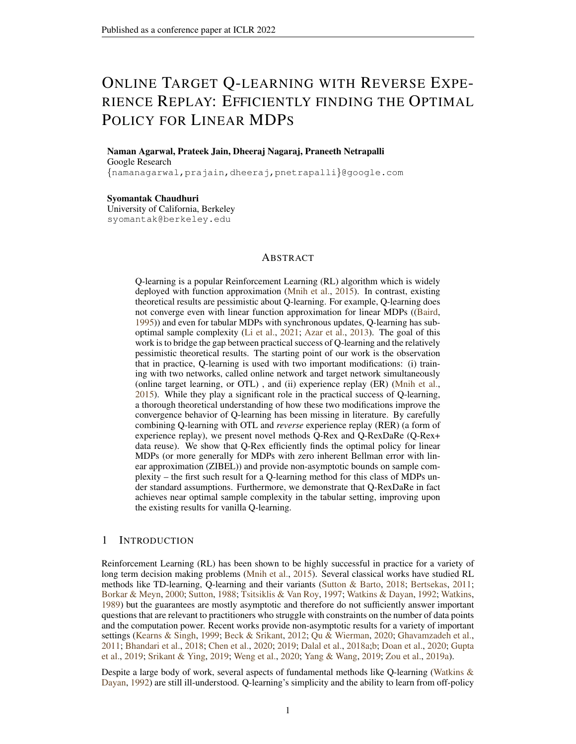# Online Target Q-learning with Reverse Experience Replay: Efficiently finding the Optimal Policy for Linear MDPs

**Naman Agarwal, Prateek Jain, Dheeraj Nagaraj, Praneeth Netrapalli**
Google Research
{namanagarwal,prajain,dheeraj,pnetrapalli}@google.com

**Syomantak Chaudhuri**
University of California, Berkeley
syomantak@berkeley.edu

## Abstract

Q-learning is a popular Reinforcement Learning (RL) algorithm which is widely deployed with function approximation (Mnih et al., 2015). In contrast, existing theoretical results are pessimistic about Q-learning. For example, Q-learning does not converge even with linear function approximation for linear MDPs ((Baird, 1995)) and even for tabular MDPs with synchronous updates, Q-learning has sub-optimal sample complexity (Li et al., 2021; Azar et al., 2013). The goal of this work is to bridge the gap between practical success of Q-learning and the relatively pessimistic theoretical results. The starting point of our work is the observation that in practice, Q-learning is used with two important modifications: (i) training with two networks, called online network and target network simultaneously (online target learning, or OTL) , and (ii) experience replay (ER) (Mnih et al., 2015). While they play a significant role in the practical success of Q-learning, a thorough theoretical understanding of how these two modifications improve the convergence behavior of Q-learning has been missing in literature. By carefully combining Q-learning with OTL and *reverse* experience replay (RER) (a form of experience replay), we present novel methods Q-Rex and Q-RexDaRe (Q-Rex+ data reuse). We show that Q-Rex efficiently finds the optimal policy for linear MDPs (or more generally for MDPs with zero inherent Bellman error with linear approximation (ZIBEL)) and provide non-asymptotic bounds on sample complexity – the first such result for a Q-learning method for this class of MDPs under standard assumptions. Furthermore, we demonstrate that Q-RexDaRe in fact achieves near optimal sample complexity in the tabular setting, improving upon the existing results for vanilla Q-learning.

## 1 Introduction

Reinforcement Learning (RL) has been shown to be highly successful in practice for a variety of long term decision making problems (Mnih et al., 2015). Several classical works have studied RL methods like TD-learning, Q-learning and their variants (Sutton & Barto, 2018; Bertsekas, 2011; Borkar & Meyn, 2000; Sutton, 1988; Tsitsiklis & Van Roy, 1997; Watkins & Dayan, 1992; Watkins, 1989) but the guarantees are mostly asymptotic and therefore do not sufficiently answer important questions that are relevant to practitioners who struggle with constraints on the number of data points and the computation power. Recent works provide non-asymptotic results for a variety of important settings (Kearns & Singh, 1999; Beck & Srikant, 2012; Qu & Wierman, 2020; Ghavamzadeh et al., 2011; Bhandari et al., 2018; Chen et al., 2020; 2019; Dalal et al., 2018a;b; Doan et al., 2020; Gupta et al., 2019; Srikant & Ying, 2019; Weng et al., 2020; Yang & Wang, 2019; Zou et al., 2019a).

Despite a large body of work, several aspects of fundamental methods like Q-learning (Watkins & Dayan, 1992) are still ill-understood. Q-learning's simplicity and the ability to learn from off-policy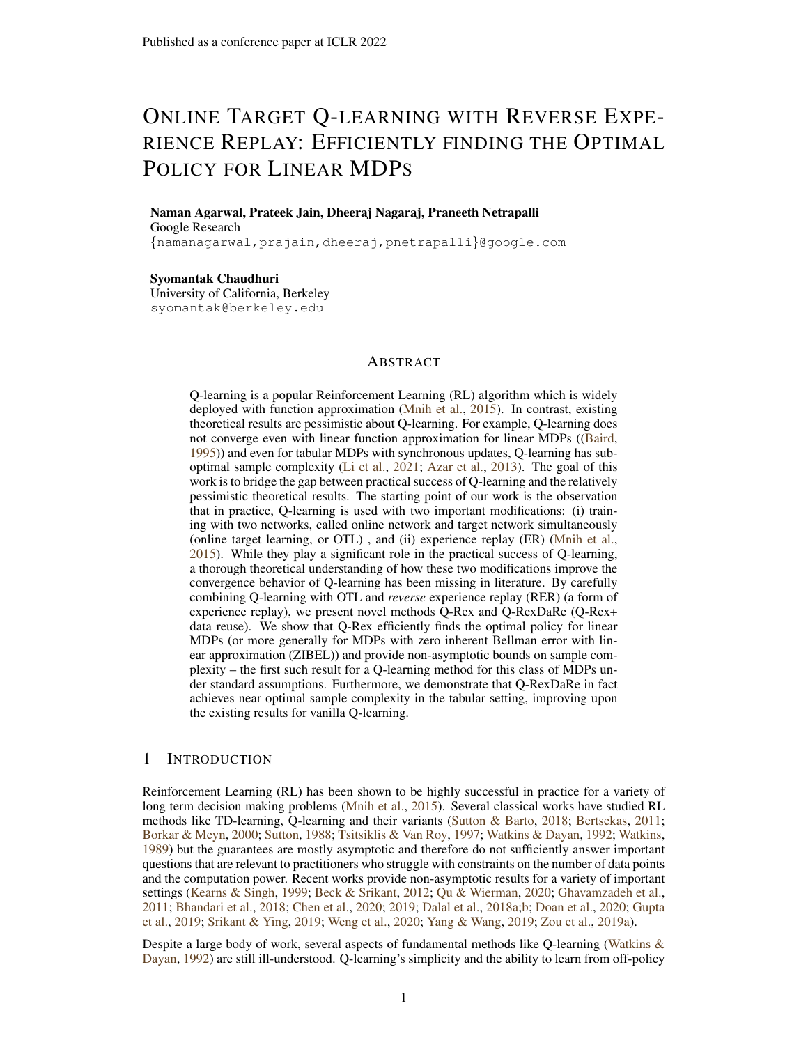# Online Target Q-learning with Reverse Experience Replay: Efficiently finding the Optimal Policy for Linear MDPs

**Naman Agarwal, Prateek Jain, Dheeraj Nagaraj, Praneeth Netrapalli**
Google Research
{namanagarwal,prajain,dheeraj,pnetrapalli}@google.com

**Syomantak Chaudhuri**
University of California, Berkeley
syomantak@berkeley.edu

## Abstract

Q-learning is a popular Reinforcement Learning (RL) algorithm which is widely deployed with function approximation (Mnih et al., 2015). In contrast, existing theoretical results are pessimistic about Q-learning. For example, Q-learning does not converge even with linear function approximation for linear MDPs ((Baird, 1995)) and even for tabular MDPs with synchronous updates, Q-learning has sub-optimal sample complexity (Li et al., 2021; Azar et al., 2013). The goal of this work is to bridge the gap between practical success of Q-learning and the relatively pessimistic theoretical results. The starting point of our work is the observation that in practice, Q-learning is used with two important modifications: (i) training with two networks, called online network and target network simultaneously (online target learning, or OTL) , and (ii) experience replay (ER) (Mnih et al., 2015). While they play a significant role in the practical success of Q-learning, a thorough theoretical understanding of how these two modifications improve the convergence behavior of Q-learning has been missing in literature. By carefully combining Q-learning with OTL and *reverse* experience replay (RER) (a form of experience replay), we present novel methods Q-Rex and Q-RexDaRe (Q-Rex+ data reuse). We show that Q-Rex efficiently finds the optimal policy for linear MDPs (or more generally for MDPs with zero inherent Bellman error with linear approximation (ZIBEL)) and provide non-asymptotic bounds on sample complexity – the first such result for a Q-learning method for this class of MDPs under standard assumptions. Furthermore, we demonstrate that Q-RexDaRe in fact achieves near optimal sample complexity in the tabular setting, improving upon the existing results for vanilla Q-learning.

## 1 Introduction

Reinforcement Learning (RL) has been shown to be highly successful in practice for a variety of long term decision making problems (Mnih et al., 2015). Several classical works have studied RL methods like TD-learning, Q-learning and their variants (Sutton & Barto, 2018; Bertsekas, 2011; Borkar & Meyn, 2000; Sutton, 1988; Tsitsiklis & Van Roy, 1997; Watkins & Dayan, 1992; Watkins, 1989) but the guarantees are mostly asymptotic and therefore do not sufficiently answer important questions that are relevant to practitioners who struggle with constraints on the number of data points and the computation power. Recent works provide non-asymptotic results for a variety of important settings (Kearns & Singh, 1999; Beck & Srikant, 2012; Qu & Wierman, 2020; Ghavamzadeh et al., 2011; Bhandari et al., 2018; Chen et al., 2020; 2019; Dalal et al., 2018a;b; Doan et al., 2020; Gupta et al., 2019; Srikant & Ying, 2019; Weng et al., 2020; Yang & Wang, 2019; Zou et al., 2019a).

Despite a large body of work, several aspects of fundamental methods like Q-learning (Watkins & Dayan, 1992) are still ill-understood. Q-learning's simplicity and the ability to learn from off-policy